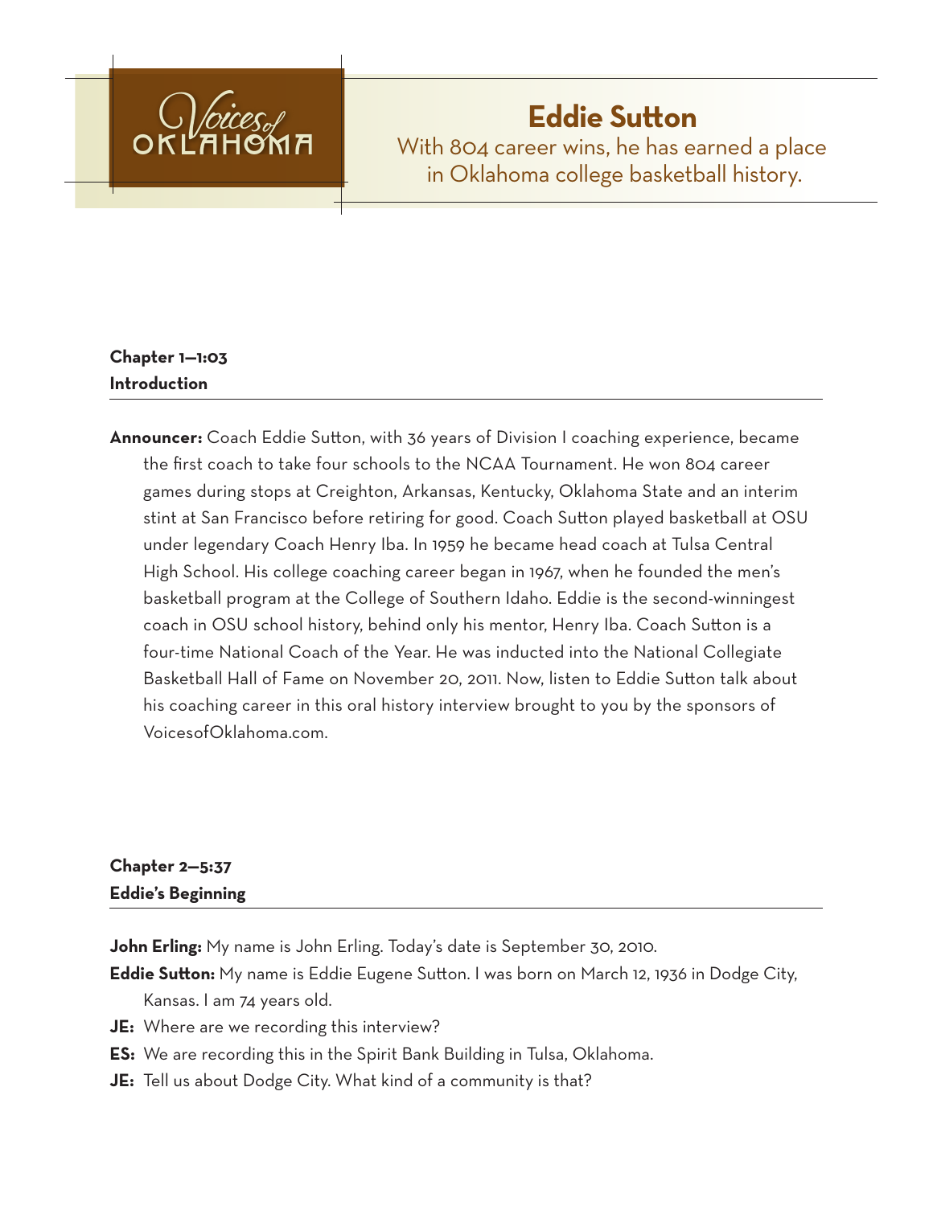Voices of OKLAHOMA

# Eddie Sutton

With 804 career wins, he has earned a place in Oklahoma college basketball history.

## Chapter 1—1:03
## Introduction

**Announcer:** Coach Eddie Sutton, with 36 years of Division I coaching experience, became the first coach to take four schools to the NCAA Tournament. He won 804 career games during stops at Creighton, Arkansas, Kentucky, Oklahoma State and an interim stint at San Francisco before retiring for good. Coach Sutton played basketball at OSU under legendary Coach Henry Iba. In 1959 he became head coach at Tulsa Central High School. His college coaching career began in 1967, when he founded the men's basketball program at the College of Southern Idaho. Eddie is the second-winningest coach in OSU school history, behind only his mentor, Henry Iba. Coach Sutton is a four-time National Coach of the Year. He was inducted into the National Collegiate Basketball Hall of Fame on November 20, 2011. Now, listen to Eddie Sutton talk about his coaching career in this oral history interview brought to you by the sponsors of VoicesofOklahoma.com.

## Chapter 2—5:37
## Eddie's Beginning

**John Erling:** My name is John Erling. Today's date is September 30, 2010.

**Eddie Sutton:** My name is Eddie Eugene Sutton. I was born on March 12, 1936 in Dodge City, Kansas. I am 74 years old.

**JE:** Where are we recording this interview?

**ES:** We are recording this in the Spirit Bank Building in Tulsa, Oklahoma.

**JE:** Tell us about Dodge City. What kind of a community is that?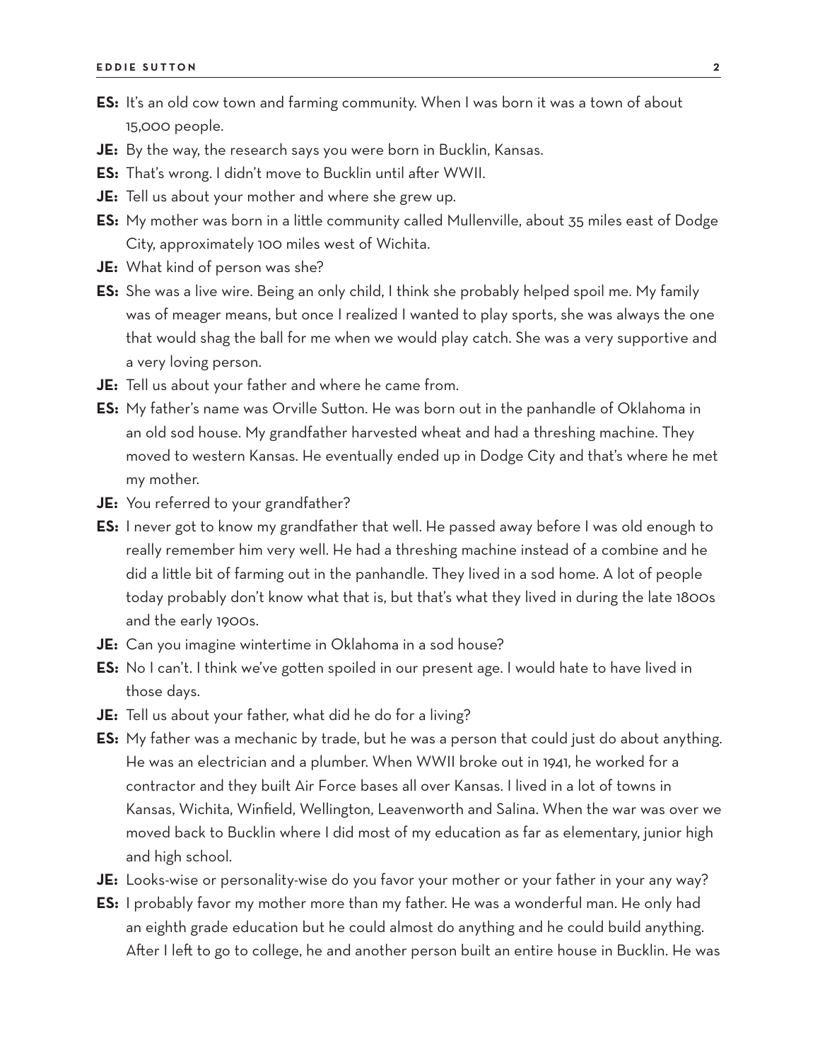**ES:** It's an old cow town and farming community. When I was born it was a town of about 15,000 people.

**JE:** By the way, the research says you were born in Bucklin, Kansas.

**ES:** That's wrong. I didn't move to Bucklin until after WWII.

**JE:** Tell us about your mother and where she grew up.

**ES:** My mother was born in a little community called Mullenville, about 35 miles east of Dodge City, approximately 100 miles west of Wichita.

**JE:** What kind of person was she?

**ES:** She was a live wire. Being an only child, I think she probably helped spoil me. My family was of meager means, but once I realized I wanted to play sports, she was always the one that would shag the ball for me when we would play catch. She was a very supportive and a very loving person.

**JE:** Tell us about your father and where he came from.

**ES:** My father's name was Orville Sutton. He was born out in the panhandle of Oklahoma in an old sod house. My grandfather harvested wheat and had a threshing machine. They moved to western Kansas. He eventually ended up in Dodge City and that's where he met my mother.

**JE:** You referred to your grandfather?

**ES:** I never got to know my grandfather that well. He passed away before I was old enough to really remember him very well. He had a threshing machine instead of a combine and he did a little bit of farming out in the panhandle. They lived in a sod home. A lot of people today probably don't know what that is, but that's what they lived in during the late 1800s and the early 1900s.

**JE:** Can you imagine wintertime in Oklahoma in a sod house?

**ES:** No I can't. I think we've gotten spoiled in our present age. I would hate to have lived in those days.

**JE:** Tell us about your father, what did he do for a living?

**ES:** My father was a mechanic by trade, but he was a person that could just do about anything. He was an electrician and a plumber. When WWII broke out in 1941, he worked for a contractor and they built Air Force bases all over Kansas. I lived in a lot of towns in Kansas, Wichita, Winfield, Wellington, Leavenworth and Salina. When the war was over we moved back to Bucklin where I did most of my education as far as elementary, junior high and high school.

**JE:** Looks-wise or personality-wise do you favor your mother or your father in your any way?

**ES:** I probably favor my mother more than my father. He was a wonderful man. He only had an eighth grade education but he could almost do anything and he could build anything. After I left to go to college, he and another person built an entire house in Bucklin. He was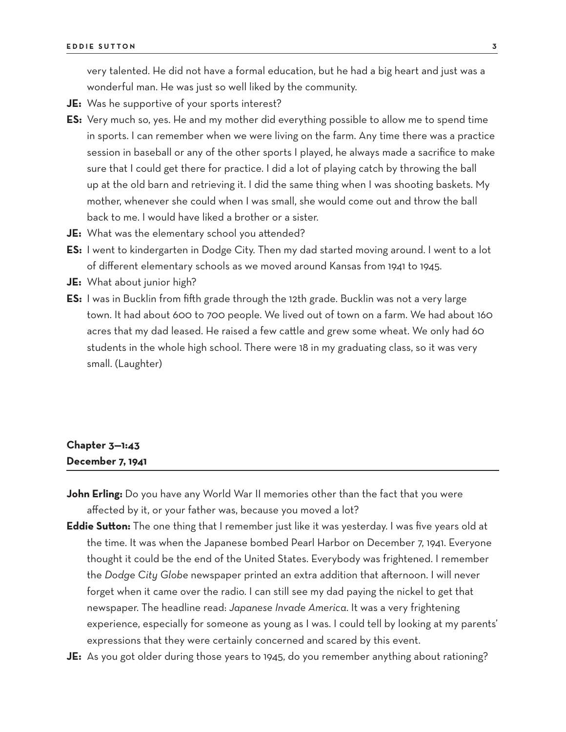very talented. He did not have a formal education, but he had a big heart and just was a wonderful man. He was just so well liked by the community.

**JE:** Was he supportive of your sports interest?

**ES:** Very much so, yes. He and my mother did everything possible to allow me to spend time in sports. I can remember when we were living on the farm. Any time there was a practice session in baseball or any of the other sports I played, he always made a sacrifice to make sure that I could get there for practice. I did a lot of playing catch by throwing the ball up at the old barn and retrieving it. I did the same thing when I was shooting baskets. My mother, whenever she could when I was small, she would come out and throw the ball back to me. I would have liked a brother or a sister.

**JE:** What was the elementary school you attended?

**ES:** I went to kindergarten in Dodge City. Then my dad started moving around. I went to a lot of different elementary schools as we moved around Kansas from 1941 to 1945.

**JE:** What about junior high?

**ES:** I was in Bucklin from fifth grade through the 12th grade. Bucklin was not a very large town. It had about 600 to 700 people. We lived out of town on a farm. We had about 160 acres that my dad leased. He raised a few cattle and grew some wheat. We only had 60 students in the whole high school. There were 18 in my graduating class, so it was very small. (Laughter)

## Chapter 3—1:43
## December 7, 1941

**John Erling:** Do you have any World War II memories other than the fact that you were affected by it, or your father was, because you moved a lot?

**Eddie Sutton:** The one thing that I remember just like it was yesterday. I was five years old at the time. It was when the Japanese bombed Pearl Harbor on December 7, 1941. Everyone thought it could be the end of the United States. Everybody was frightened. I remember the *Dodge City Globe* newspaper printed an extra addition that afternoon. I will never forget when it came over the radio. I can still see my dad paying the nickel to get that newspaper. The headline read: *Japanese Invade America*. It was a very frightening experience, especially for someone as young as I was. I could tell by looking at my parents' expressions that they were certainly concerned and scared by this event.

**JE:** As you got older during those years to 1945, do you remember anything about rationing?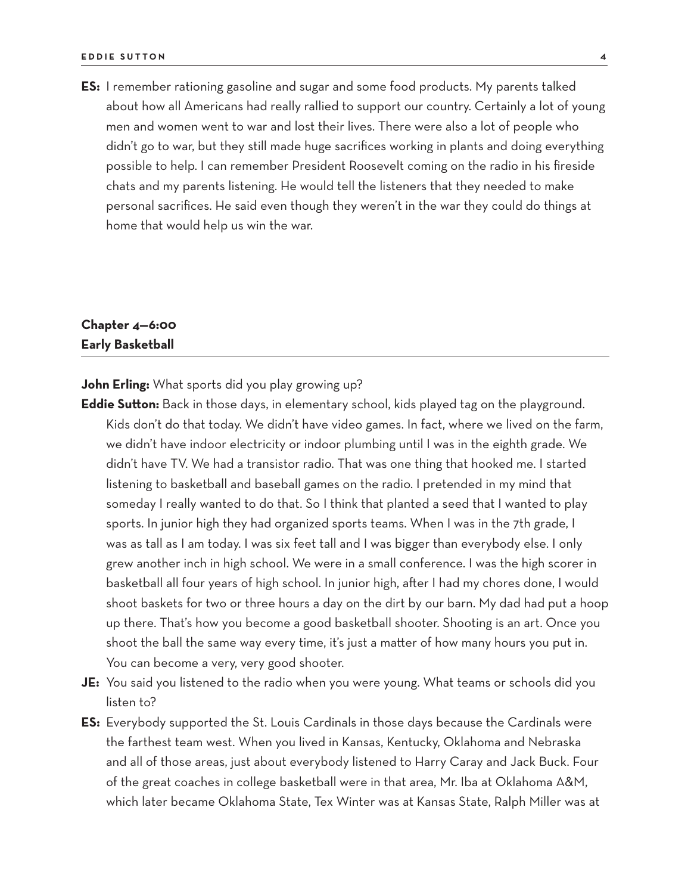**ES:** I remember rationing gasoline and sugar and some food products. My parents talked about how all Americans had really rallied to support our country. Certainly a lot of young men and women went to war and lost their lives. There were also a lot of people who didn't go to war, but they still made huge sacrifices working in plants and doing everything possible to help. I can remember President Roosevelt coming on the radio in his fireside chats and my parents listening. He would tell the listeners that they needed to make personal sacrifices. He said even though they weren't in the war they could do things at home that would help us win the war.

## Chapter 4—6:00
## Early Basketball

**John Erling:** What sports did you play growing up?

**Eddie Sutton:** Back in those days, in elementary school, kids played tag on the playground. Kids don't do that today. We didn't have video games. In fact, where we lived on the farm, we didn't have indoor electricity or indoor plumbing until I was in the eighth grade. We didn't have TV. We had a transistor radio. That was one thing that hooked me. I started listening to basketball and baseball games on the radio. I pretended in my mind that someday I really wanted to do that. So I think that planted a seed that I wanted to play sports. In junior high they had organized sports teams. When I was in the 7th grade, I was as tall as I am today. I was six feet tall and I was bigger than everybody else. I only grew another inch in high school. We were in a small conference. I was the high scorer in basketball all four years of high school. In junior high, after I had my chores done, I would shoot baskets for two or three hours a day on the dirt by our barn. My dad had put a hoop up there. That's how you become a good basketball shooter. Shooting is an art. Once you shoot the ball the same way every time, it's just a matter of how many hours you put in. You can become a very, very good shooter.

**JE:** You said you listened to the radio when you were young. What teams or schools did you listen to?

**ES:** Everybody supported the St. Louis Cardinals in those days because the Cardinals were the farthest team west. When you lived in Kansas, Kentucky, Oklahoma and Nebraska and all of those areas, just about everybody listened to Harry Caray and Jack Buck. Four of the great coaches in college basketball were in that area, Mr. Iba at Oklahoma A&M, which later became Oklahoma State, Tex Winter was at Kansas State, Ralph Miller was at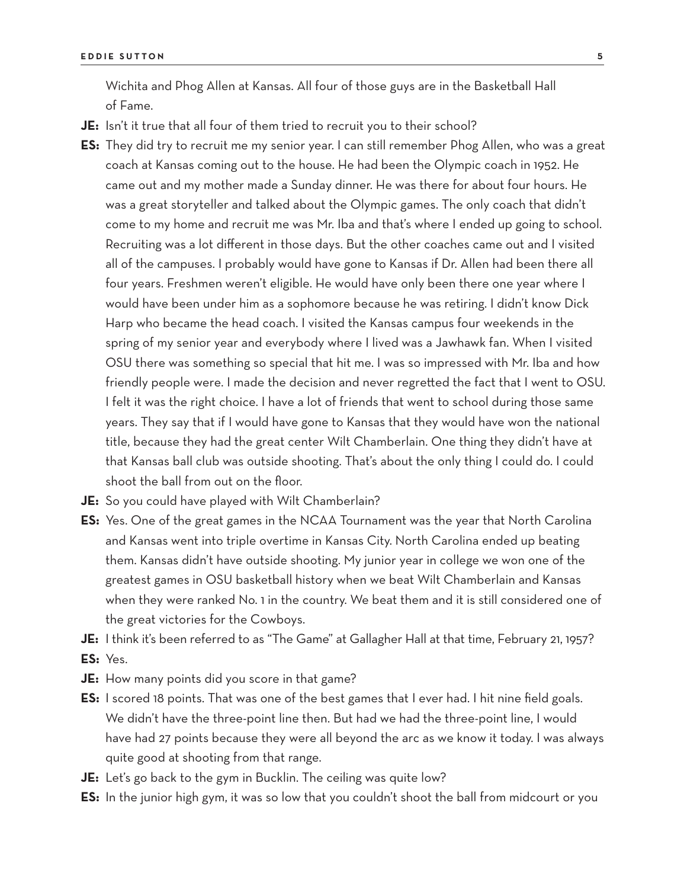Wichita and Phog Allen at Kansas. All four of those guys are in the Basketball Hall of Fame.

**JE:** Isn't it true that all four of them tried to recruit you to their school?

**ES:** They did try to recruit me my senior year. I can still remember Phog Allen, who was a great coach at Kansas coming out to the house. He had been the Olympic coach in 1952. He came out and my mother made a Sunday dinner. He was there for about four hours. He was a great storyteller and talked about the Olympic games. The only coach that didn't come to my home and recruit me was Mr. Iba and that's where I ended up going to school. Recruiting was a lot different in those days. But the other coaches came out and I visited all of the campuses. I probably would have gone to Kansas if Dr. Allen had been there all four years. Freshmen weren't eligible. He would have only been there one year where I would have been under him as a sophomore because he was retiring. I didn't know Dick Harp who became the head coach. I visited the Kansas campus four weekends in the spring of my senior year and everybody where I lived was a Jawhawk fan. When I visited OSU there was something so special that hit me. I was so impressed with Mr. Iba and how friendly people were. I made the decision and never regretted the fact that I went to OSU. I felt it was the right choice. I have a lot of friends that went to school during those same years. They say that if I would have gone to Kansas that they would have won the national title, because they had the great center Wilt Chamberlain. One thing they didn't have at that Kansas ball club was outside shooting. That's about the only thing I could do. I could shoot the ball from out on the floor.

**JE:** So you could have played with Wilt Chamberlain?

**ES:** Yes. One of the great games in the NCAA Tournament was the year that North Carolina and Kansas went into triple overtime in Kansas City. North Carolina ended up beating them. Kansas didn't have outside shooting. My junior year in college we won one of the greatest games in OSU basketball history when we beat Wilt Chamberlain and Kansas when they were ranked No. 1 in the country. We beat them and it is still considered one of the great victories for the Cowboys.

**JE:** I think it's been referred to as "The Game" at Gallagher Hall at that time, February 21, 1957?

**ES:** Yes.

**JE:** How many points did you score in that game?

**ES:** I scored 18 points. That was one of the best games that I ever had. I hit nine field goals. We didn't have the three-point line then. But had we had the three-point line, I would have had 27 points because they were all beyond the arc as we know it today. I was always quite good at shooting from that range.

**JE:** Let's go back to the gym in Bucklin. The ceiling was quite low?

**ES:** In the junior high gym, it was so low that you couldn't shoot the ball from midcourt or you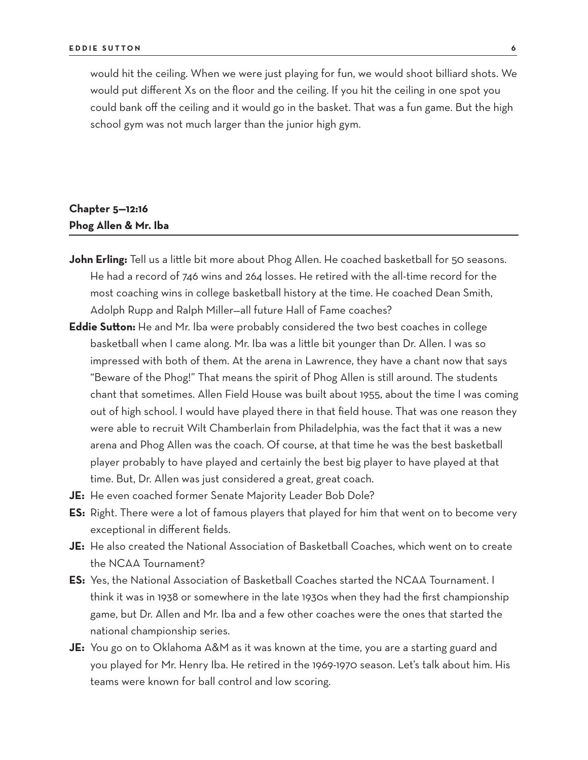would hit the ceiling. When we were just playing for fun, we would shoot billiard shots. We would put different Xs on the floor and the ceiling. If you hit the ceiling in one spot you could bank off the ceiling and it would go in the basket. That was a fun game. But the high school gym was not much larger than the junior high gym.

## Chapter 5—12:16
## Phog Allen & Mr. Iba

**John Erling:** Tell us a little bit more about Phog Allen. He coached basketball for 50 seasons. He had a record of 746 wins and 264 losses. He retired with the all-time record for the most coaching wins in college basketball history at the time. He coached Dean Smith, Adolph Rupp and Ralph Miller—all future Hall of Fame coaches?

**Eddie Sutton:** He and Mr. Iba were probably considered the two best coaches in college basketball when I came along. Mr. Iba was a little bit younger than Dr. Allen. I was so impressed with both of them. At the arena in Lawrence, they have a chant now that says "Beware of the Phog!" That means the spirit of Phog Allen is still around. The students chant that sometimes. Allen Field House was built about 1955, about the time I was coming out of high school. I would have played there in that field house. That was one reason they were able to recruit Wilt Chamberlain from Philadelphia, was the fact that it was a new arena and Phog Allen was the coach. Of course, at that time he was the best basketball player probably to have played and certainly the best big player to have played at that time. But, Dr. Allen was just considered a great, great coach.

**JE:** He even coached former Senate Majority Leader Bob Dole?

**ES:** Right. There were a lot of famous players that played for him that went on to become very exceptional in different fields.

**JE:** He also created the National Association of Basketball Coaches, which went on to create the NCAA Tournament?

**ES:** Yes, the National Association of Basketball Coaches started the NCAA Tournament. I think it was in 1938 or somewhere in the late 1930s when they had the first championship game, but Dr. Allen and Mr. Iba and a few other coaches were the ones that started the national championship series.

**JE:** You go on to Oklahoma A&M as it was known at the time, you are a starting guard and you played for Mr. Henry Iba. He retired in the 1969-1970 season. Let's talk about him. His teams were known for ball control and low scoring.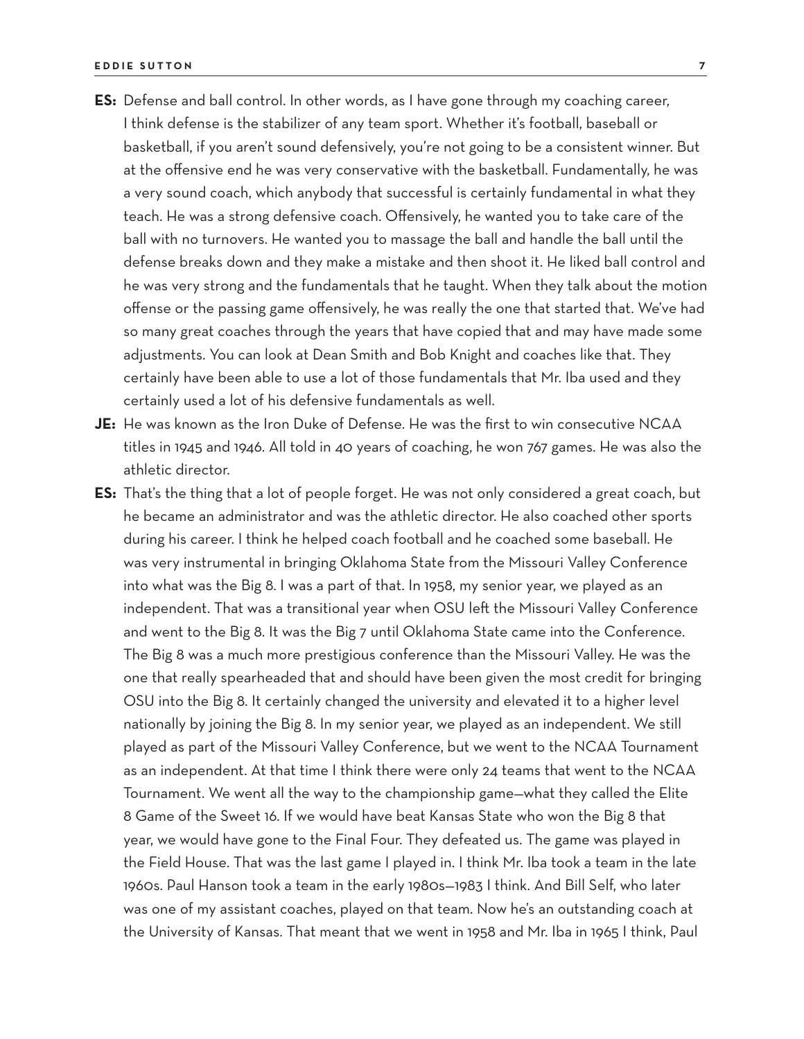**ES:** Defense and ball control. In other words, as I have gone through my coaching career, I think defense is the stabilizer of any team sport. Whether it's football, baseball or basketball, if you aren't sound defensively, you're not going to be a consistent winner. But at the offensive end he was very conservative with the basketball. Fundamentally, he was a very sound coach, which anybody that successful is certainly fundamental in what they teach. He was a strong defensive coach. Offensively, he wanted you to take care of the ball with no turnovers. He wanted you to massage the ball and handle the ball until the defense breaks down and they make a mistake and then shoot it. He liked ball control and he was very strong and the fundamentals that he taught. When they talk about the motion offense or the passing game offensively, he was really the one that started that. We've had so many great coaches through the years that have copied that and may have made some adjustments. You can look at Dean Smith and Bob Knight and coaches like that. They certainly have been able to use a lot of those fundamentals that Mr. Iba used and they certainly used a lot of his defensive fundamentals as well.

**JE:** He was known as the Iron Duke of Defense. He was the first to win consecutive NCAA titles in 1945 and 1946. All told in 40 years of coaching, he won 767 games. He was also the athletic director.

**ES:** That's the thing that a lot of people forget. He was not only considered a great coach, but he became an administrator and was the athletic director. He also coached other sports during his career. I think he helped coach football and he coached some baseball. He was very instrumental in bringing Oklahoma State from the Missouri Valley Conference into what was the Big 8. I was a part of that. In 1958, my senior year, we played as an independent. That was a transitional year when OSU left the Missouri Valley Conference and went to the Big 8. It was the Big 7 until Oklahoma State came into the Conference. The Big 8 was a much more prestigious conference than the Missouri Valley. He was the one that really spearheaded that and should have been given the most credit for bringing OSU into the Big 8. It certainly changed the university and elevated it to a higher level nationally by joining the Big 8. In my senior year, we played as an independent. We still played as part of the Missouri Valley Conference, but we went to the NCAA Tournament as an independent. At that time I think there were only 24 teams that went to the NCAA Tournament. We went all the way to the championship game—what they called the Elite 8 Game of the Sweet 16. If we would have beat Kansas State who won the Big 8 that year, we would have gone to the Final Four. They defeated us. The game was played in the Field House. That was the last game I played in. I think Mr. Iba took a team in the late 1960s. Paul Hanson took a team in the early 1980s—1983 I think. And Bill Self, who later was one of my assistant coaches, played on that team. Now he's an outstanding coach at the University of Kansas. That meant that we went in 1958 and Mr. Iba in 1965 I think, Paul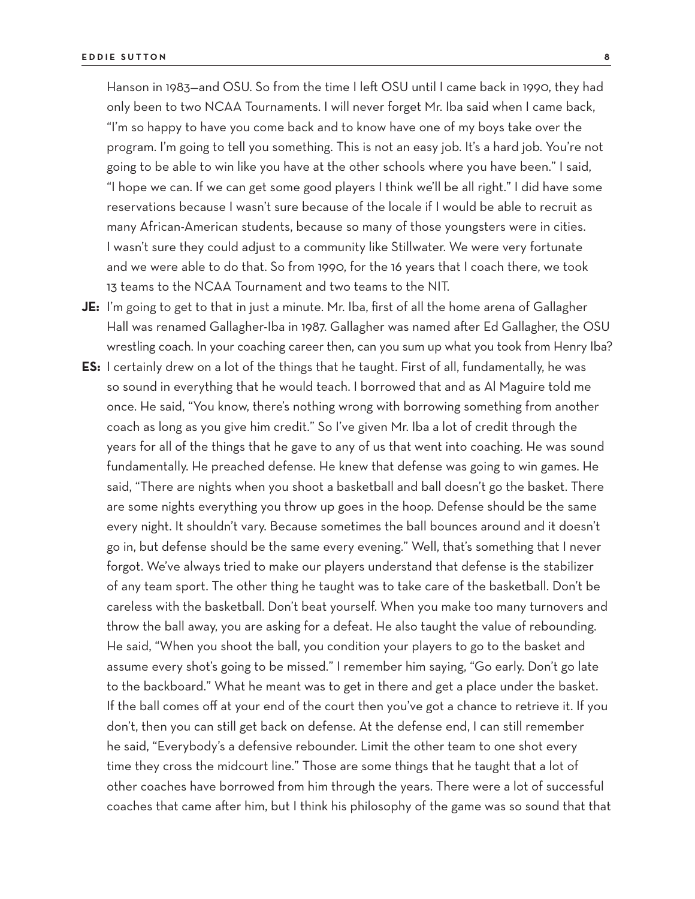Hanson in 1983—and OSU. So from the time I left OSU until I came back in 1990, they had only been to two NCAA Tournaments. I will never forget Mr. Iba said when I came back, "I'm so happy to have you come back and to know have one of my boys take over the program. I'm going to tell you something. This is not an easy job. It's a hard job. You're not going to be able to win like you have at the other schools where you have been." I said, "I hope we can. If we can get some good players I think we'll be all right." I did have some reservations because I wasn't sure because of the locale if I would be able to recruit as many African-American students, because so many of those youngsters were in cities. I wasn't sure they could adjust to a community like Stillwater. We were very fortunate and we were able to do that. So from 1990, for the 16 years that I coach there, we took 13 teams to the NCAA Tournament and two teams to the NIT.

**JE:** I'm going to get to that in just a minute. Mr. Iba, first of all the home arena of Gallagher Hall was renamed Gallagher-Iba in 1987. Gallagher was named after Ed Gallagher, the OSU wrestling coach. In your coaching career then, can you sum up what you took from Henry Iba?

**ES:** I certainly drew on a lot of the things that he taught. First of all, fundamentally, he was so sound in everything that he would teach. I borrowed that and as Al Maguire told me once. He said, "You know, there's nothing wrong with borrowing something from another coach as long as you give him credit." So I've given Mr. Iba a lot of credit through the years for all of the things that he gave to any of us that went into coaching. He was sound fundamentally. He preached defense. He knew that defense was going to win games. He said, "There are nights when you shoot a basketball and ball doesn't go the basket. There are some nights everything you throw up goes in the hoop. Defense should be the same every night. It shouldn't vary. Because sometimes the ball bounces around and it doesn't go in, but defense should be the same every evening." Well, that's something that I never forgot. We've always tried to make our players understand that defense is the stabilizer of any team sport. The other thing he taught was to take care of the basketball. Don't be careless with the basketball. Don't beat yourself. When you make too many turnovers and throw the ball away, you are asking for a defeat. He also taught the value of rebounding. He said, "When you shoot the ball, you condition your players to go to the basket and assume every shot's going to be missed." I remember him saying, "Go early. Don't go late to the backboard." What he meant was to get in there and get a place under the basket. If the ball comes off at your end of the court then you've got a chance to retrieve it. If you don't, then you can still get back on defense. At the defense end, I can still remember he said, "Everybody's a defensive rebounder. Limit the other team to one shot every time they cross the midcourt line." Those are some things that he taught that a lot of other coaches have borrowed from him through the years. There were a lot of successful coaches that came after him, but I think his philosophy of the game was so sound that that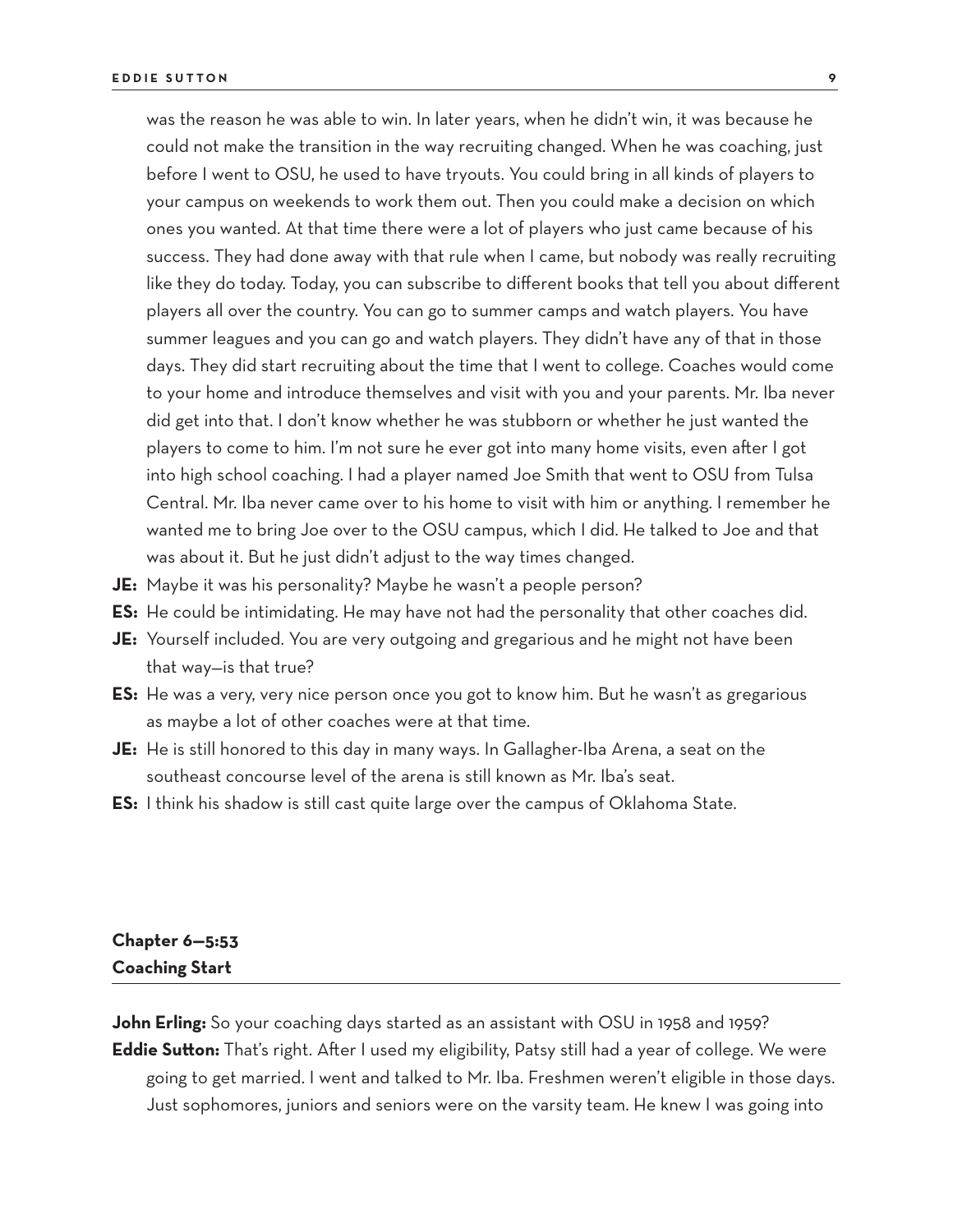was the reason he was able to win. In later years, when he didn't win, it was because he could not make the transition in the way recruiting changed. When he was coaching, just before I went to OSU, he used to have tryouts. You could bring in all kinds of players to your campus on weekends to work them out. Then you could make a decision on which ones you wanted. At that time there were a lot of players who just came because of his success. They had done away with that rule when I came, but nobody was really recruiting like they do today. Today, you can subscribe to different books that tell you about different players all over the country. You can go to summer camps and watch players. You have summer leagues and you can go and watch players. They didn't have any of that in those days. They did start recruiting about the time that I went to college. Coaches would come to your home and introduce themselves and visit with you and your parents. Mr. Iba never did get into that. I don't know whether he was stubborn or whether he just wanted the players to come to him. I'm not sure he ever got into many home visits, even after I got into high school coaching. I had a player named Joe Smith that went to OSU from Tulsa Central. Mr. Iba never came over to his home to visit with him or anything. I remember he wanted me to bring Joe over to the OSU campus, which I did. He talked to Joe and that was about it. But he just didn't adjust to the way times changed.

**JE:** Maybe it was his personality? Maybe he wasn't a people person?

**ES:** He could be intimidating. He may have not had the personality that other coaches did.

**JE:** Yourself included. You are very outgoing and gregarious and he might not have been that way—is that true?

**ES:** He was a very, very nice person once you got to know him. But he wasn't as gregarious as maybe a lot of other coaches were at that time.

**JE:** He is still honored to this day in many ways. In Gallagher-Iba Arena, a seat on the southeast concourse level of the arena is still known as Mr. Iba's seat.

**ES:** I think his shadow is still cast quite large over the campus of Oklahoma State.

## Chapter 6—5:53
## Coaching Start

**John Erling:** So your coaching days started as an assistant with OSU in 1958 and 1959?

**Eddie Sutton:** That's right. After I used my eligibility, Patsy still had a year of college. We were going to get married. I went and talked to Mr. Iba. Freshmen weren't eligible in those days. Just sophomores, juniors and seniors were on the varsity team. He knew I was going into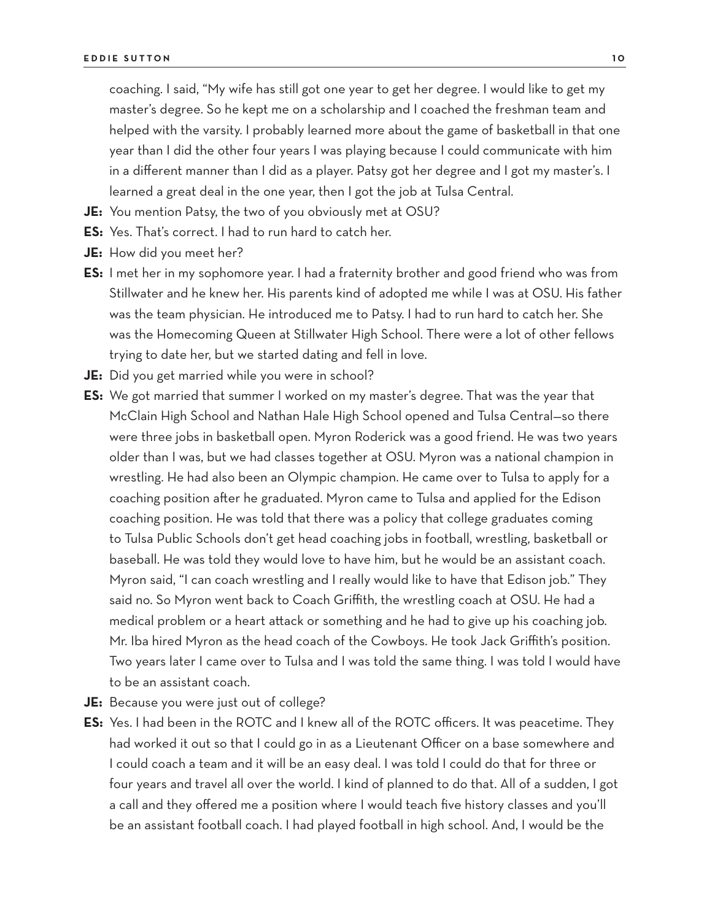coaching. I said, "My wife has still got one year to get her degree. I would like to get my master's degree. So he kept me on a scholarship and I coached the freshman team and helped with the varsity. I probably learned more about the game of basketball in that one year than I did the other four years I was playing because I could communicate with him in a different manner than I did as a player. Patsy got her degree and I got my master's. I learned a great deal in the one year, then I got the job at Tulsa Central.

**JE:** You mention Patsy, the two of you obviously met at OSU?

**ES:** Yes. That's correct. I had to run hard to catch her.

**JE:** How did you meet her?

**ES:** I met her in my sophomore year. I had a fraternity brother and good friend who was from Stillwater and he knew her. His parents kind of adopted me while I was at OSU. His father was the team physician. He introduced me to Patsy. I had to run hard to catch her. She was the Homecoming Queen at Stillwater High School. There were a lot of other fellows trying to date her, but we started dating and fell in love.

**JE:** Did you get married while you were in school?

**ES:** We got married that summer I worked on my master's degree. That was the year that McClain High School and Nathan Hale High School opened and Tulsa Central—so there were three jobs in basketball open. Myron Roderick was a good friend. He was two years older than I was, but we had classes together at OSU. Myron was a national champion in wrestling. He had also been an Olympic champion. He came over to Tulsa to apply for a coaching position after he graduated. Myron came to Tulsa and applied for the Edison coaching position. He was told that there was a policy that college graduates coming to Tulsa Public Schools don't get head coaching jobs in football, wrestling, basketball or baseball. He was told they would love to have him, but he would be an assistant coach. Myron said, "I can coach wrestling and I really would like to have that Edison job." They said no. So Myron went back to Coach Griffith, the wrestling coach at OSU. He had a medical problem or a heart attack or something and he had to give up his coaching job. Mr. Iba hired Myron as the head coach of the Cowboys. He took Jack Griffith's position. Two years later I came over to Tulsa and I was told the same thing. I was told I would have to be an assistant coach.

**JE:** Because you were just out of college?

**ES:** Yes. I had been in the ROTC and I knew all of the ROTC officers. It was peacetime. They had worked it out so that I could go in as a Lieutenant Officer on a base somewhere and I could coach a team and it will be an easy deal. I was told I could do that for three or four years and travel all over the world. I kind of planned to do that. All of a sudden, I got a call and they offered me a position where I would teach five history classes and you'll be an assistant football coach. I had played football in high school. And, I would be the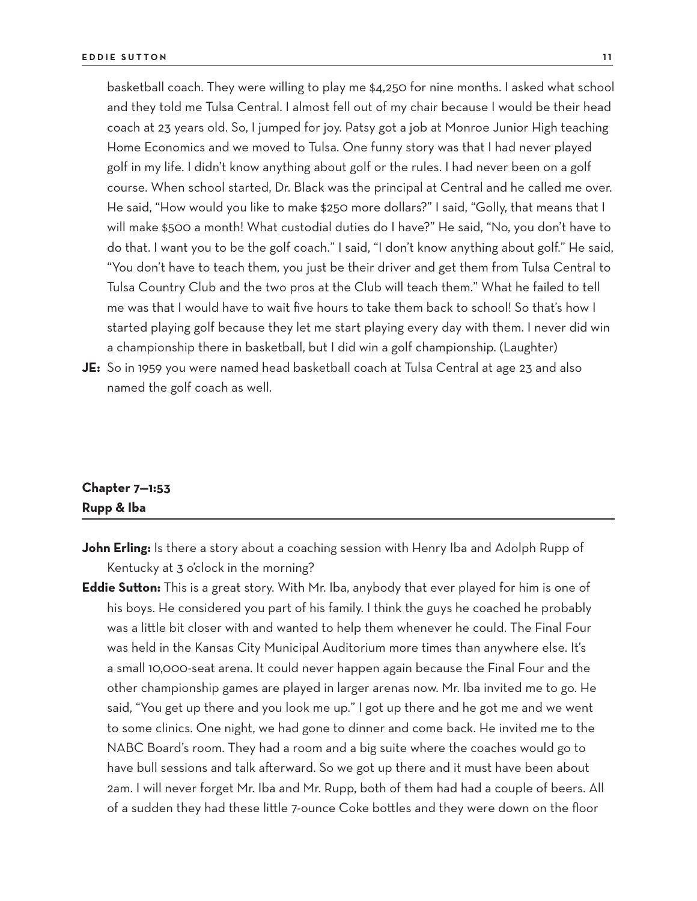basketball coach. They were willing to play me $4,250 for nine months. I asked what school and they told me Tulsa Central. I almost fell out of my chair because I would be their head coach at 23 years old. So, I jumped for joy. Patsy got a job at Monroe Junior High teaching Home Economics and we moved to Tulsa. One funny story was that I had never played golf in my life. I didn't know anything about golf or the rules. I had never been on a golf course. When school started, Dr. Black was the principal at Central and he called me over. He said, "How would you like to make $250 more dollars?" I said, "Golly, that means that I will make $500 a month! What custodial duties do I have?" He said, "No, you don't have to do that. I want you to be the golf coach." I said, "I don't know anything about golf." He said, "You don't have to teach them, you just be their driver and get them from Tulsa Central to Tulsa Country Club and the two pros at the Club will teach them." What he failed to tell me was that I would have to wait five hours to take them back to school! So that's how I started playing golf because they let me start playing every day with them. I never did win a championship there in basketball, but I did win a golf championship. (Laughter)

**JE:** So in 1959 you were named head basketball coach at Tulsa Central at age 23 and also named the golf coach as well.

## Chapter 7—1:53
## Rupp & Iba

**John Erling:** Is there a story about a coaching session with Henry Iba and Adolph Rupp of Kentucky at 3 o'clock in the morning?

**Eddie Sutton:** This is a great story. With Mr. Iba, anybody that ever played for him is one of his boys. He considered you part of his family. I think the guys he coached he probably was a little bit closer with and wanted to help them whenever he could. The Final Four was held in the Kansas City Municipal Auditorium more times than anywhere else. It's a small 10,000-seat arena. It could never happen again because the Final Four and the other championship games are played in larger arenas now. Mr. Iba invited me to go. He said, "You get up there and you look me up." I got up there and he got me and we went to some clinics. One night, we had gone to dinner and come back. He invited me to the NABC Board's room. They had a room and a big suite where the coaches would go to have bull sessions and talk afterward. So we got up there and it must have been about 2am. I will never forget Mr. Iba and Mr. Rupp, both of them had had a couple of beers. All of a sudden they had these little 7-ounce Coke bottles and they were down on the floor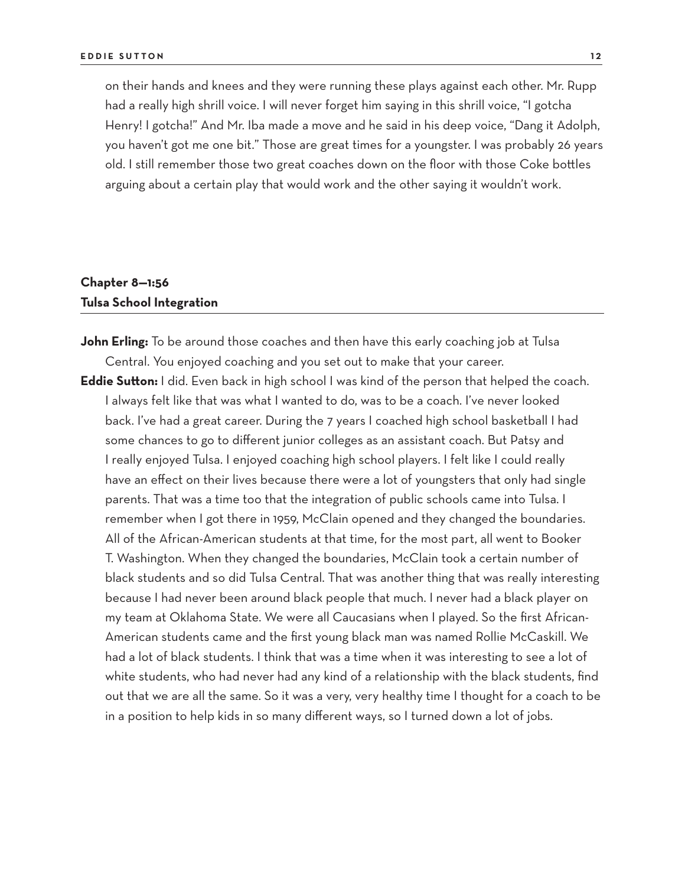on their hands and knees and they were running these plays against each other. Mr. Rupp had a really high shrill voice. I will never forget him saying in this shrill voice, "I gotcha Henry! I gotcha!" And Mr. Iba made a move and he said in his deep voice, "Dang it Adolph, you haven't got me one bit." Those are great times for a youngster. I was probably 26 years old. I still remember those two great coaches down on the floor with those Coke bottles arguing about a certain play that would work and the other saying it wouldn't work.

## Chapter 8—1:56
## Tulsa School Integration

**John Erling:** To be around those coaches and then have this early coaching job at Tulsa Central. You enjoyed coaching and you set out to make that your career.

**Eddie Sutton:** I did. Even back in high school I was kind of the person that helped the coach. I always felt like that was what I wanted to do, was to be a coach. I've never looked back. I've had a great career. During the 7 years I coached high school basketball I had some chances to go to different junior colleges as an assistant coach. But Patsy and I really enjoyed Tulsa. I enjoyed coaching high school players. I felt like I could really have an effect on their lives because there were a lot of youngsters that only had single parents. That was a time too that the integration of public schools came into Tulsa. I remember when I got there in 1959, McClain opened and they changed the boundaries. All of the African-American students at that time, for the most part, all went to Booker T. Washington. When they changed the boundaries, McClain took a certain number of black students and so did Tulsa Central. That was another thing that was really interesting because I had never been around black people that much. I never had a black player on my team at Oklahoma State. We were all Caucasians when I played. So the first African-American students came and the first young black man was named Rollie McCaskill. We had a lot of black students. I think that was a time when it was interesting to see a lot of white students, who had never had any kind of a relationship with the black students, find out that we are all the same. So it was a very, very healthy time I thought for a coach to be in a position to help kids in so many different ways, so I turned down a lot of jobs.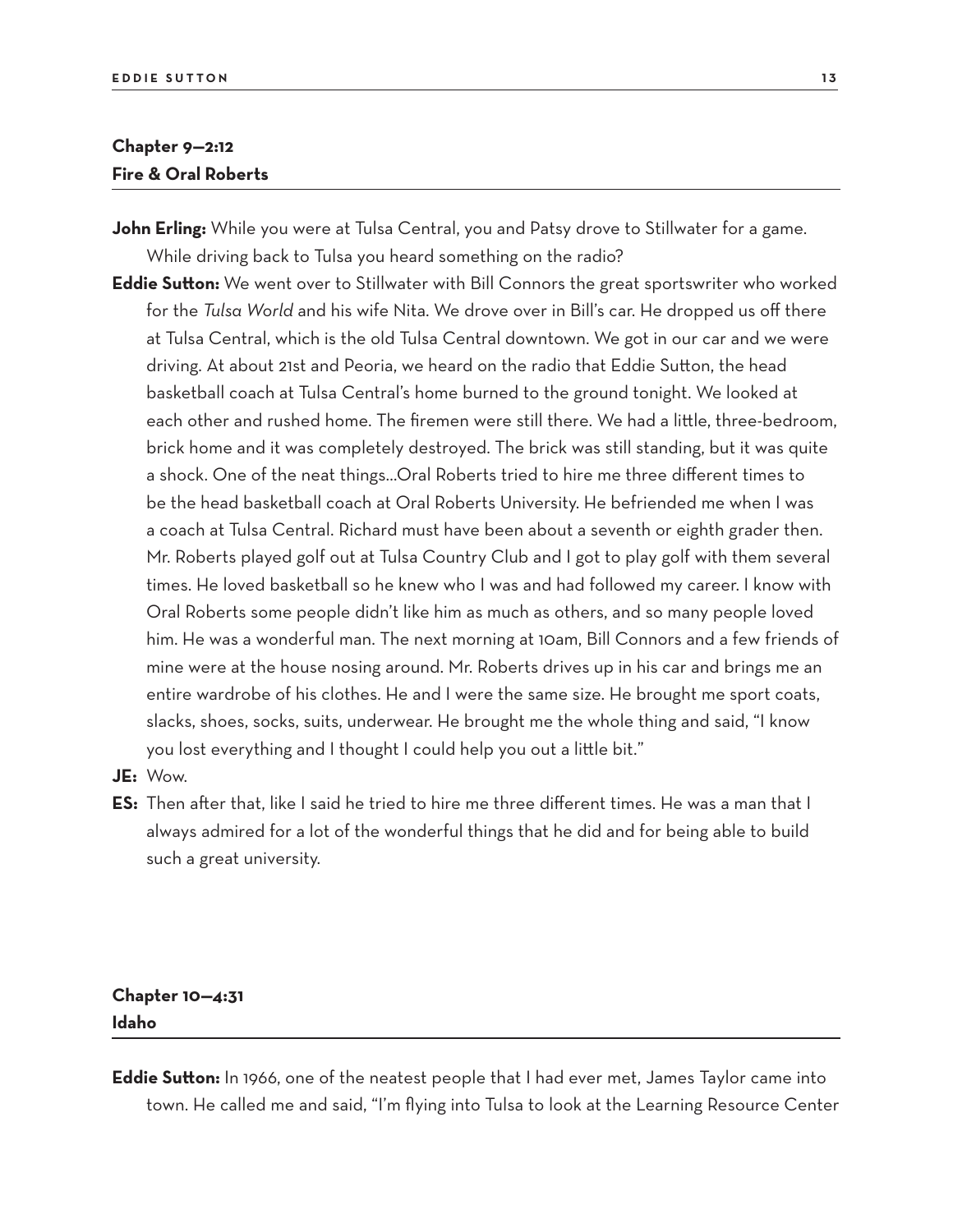## Chapter 9—2:12
## Fire & Oral Roberts

**John Erling:** While you were at Tulsa Central, you and Patsy drove to Stillwater for a game. While driving back to Tulsa you heard something on the radio?

**Eddie Sutton:** We went over to Stillwater with Bill Connors the great sportswriter who worked for the *Tulsa World* and his wife Nita. We drove over in Bill's car. He dropped us off there at Tulsa Central, which is the old Tulsa Central downtown. We got in our car and we were driving. At about 21st and Peoria, we heard on the radio that Eddie Sutton, the head basketball coach at Tulsa Central's home burned to the ground tonight. We looked at each other and rushed home. The firemen were still there. We had a little, three-bedroom, brick home and it was completely destroyed. The brick was still standing, but it was quite a shock. One of the neat things…Oral Roberts tried to hire me three different times to be the head basketball coach at Oral Roberts University. He befriended me when I was a coach at Tulsa Central. Richard must have been about a seventh or eighth grader then. Mr. Roberts played golf out at Tulsa Country Club and I got to play golf with them several times. He loved basketball so he knew who I was and had followed my career. I know with Oral Roberts some people didn't like him as much as others, and so many people loved him. He was a wonderful man. The next morning at 10am, Bill Connors and a few friends of mine were at the house nosing around. Mr. Roberts drives up in his car and brings me an entire wardrobe of his clothes. He and I were the same size. He brought me sport coats, slacks, shoes, socks, suits, underwear. He brought me the whole thing and said, "I know you lost everything and I thought I could help you out a little bit."

**JE:** Wow.

**ES:** Then after that, like I said he tried to hire me three different times. He was a man that I always admired for a lot of the wonderful things that he did and for being able to build such a great university.

## Chapter 10—4:31
## Idaho

**Eddie Sutton:** In 1966, one of the neatest people that I had ever met, James Taylor came into town. He called me and said, "I'm flying into Tulsa to look at the Learning Resource Center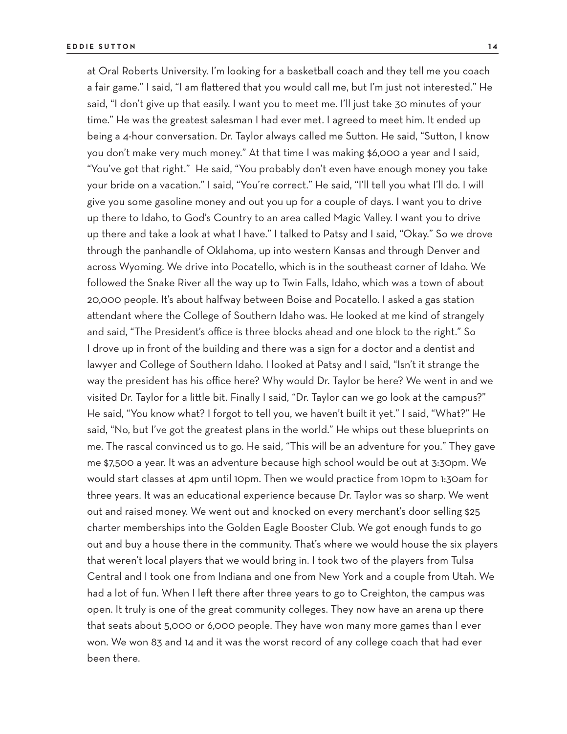at Oral Roberts University. I'm looking for a basketball coach and they tell me you coach a fair game." I said, "I am flattered that you would call me, but I'm just not interested." He said, "I don't give up that easily. I want you to meet me. I'll just take 30 minutes of your time." He was the greatest salesman I had ever met. I agreed to meet him. It ended up being a 4-hour conversation. Dr. Taylor always called me Sutton. He said, "Sutton, I know you don't make very much money." At that time I was making $6,000 a year and I said, "You've got that right." He said, "You probably don't even have enough money you take your bride on a vacation." I said, "You're correct." He said, "I'll tell you what I'll do. I will give you some gasoline money and out you up for a couple of days. I want you to drive up there to Idaho, to God's Country to an area called Magic Valley. I want you to drive up there and take a look at what I have." I talked to Patsy and I said, "Okay." So we drove through the panhandle of Oklahoma, up into western Kansas and through Denver and across Wyoming. We drive into Pocatello, which is in the southeast corner of Idaho. We followed the Snake River all the way up to Twin Falls, Idaho, which was a town of about 20,000 people. It's about halfway between Boise and Pocatello. I asked a gas station attendant where the College of Southern Idaho was. He looked at me kind of strangely and said, "The President's office is three blocks ahead and one block to the right." So I drove up in front of the building and there was a sign for a doctor and a dentist and lawyer and College of Southern Idaho. I looked at Patsy and I said, "Isn't it strange the way the president has his office here? Why would Dr. Taylor be here? We went in and we visited Dr. Taylor for a little bit. Finally I said, "Dr. Taylor can we go look at the campus?" He said, "You know what? I forgot to tell you, we haven't built it yet." I said, "What?" He said, "No, but I've got the greatest plans in the world." He whips out these blueprints on me. The rascal convinced us to go. He said, "This will be an adventure for you." They gave me $7,500 a year. It was an adventure because high school would be out at 3:30pm. We would start classes at 4pm until 10pm. Then we would practice from 10pm to 1:30am for three years. It was an educational experience because Dr. Taylor was so sharp. We went out and raised money. We went out and knocked on every merchant's door selling $25 charter memberships into the Golden Eagle Booster Club. We got enough funds to go out and buy a house there in the community. That's where we would house the six players that weren't local players that we would bring in. I took two of the players from Tulsa Central and I took one from Indiana and one from New York and a couple from Utah. We had a lot of fun. When I left there after three years to go to Creighton, the campus was open. It truly is one of the great community colleges. They now have an arena up there that seats about 5,000 or 6,000 people. They have won many more games than I ever won. We won 83 and 14 and it was the worst record of any college coach that had ever been there.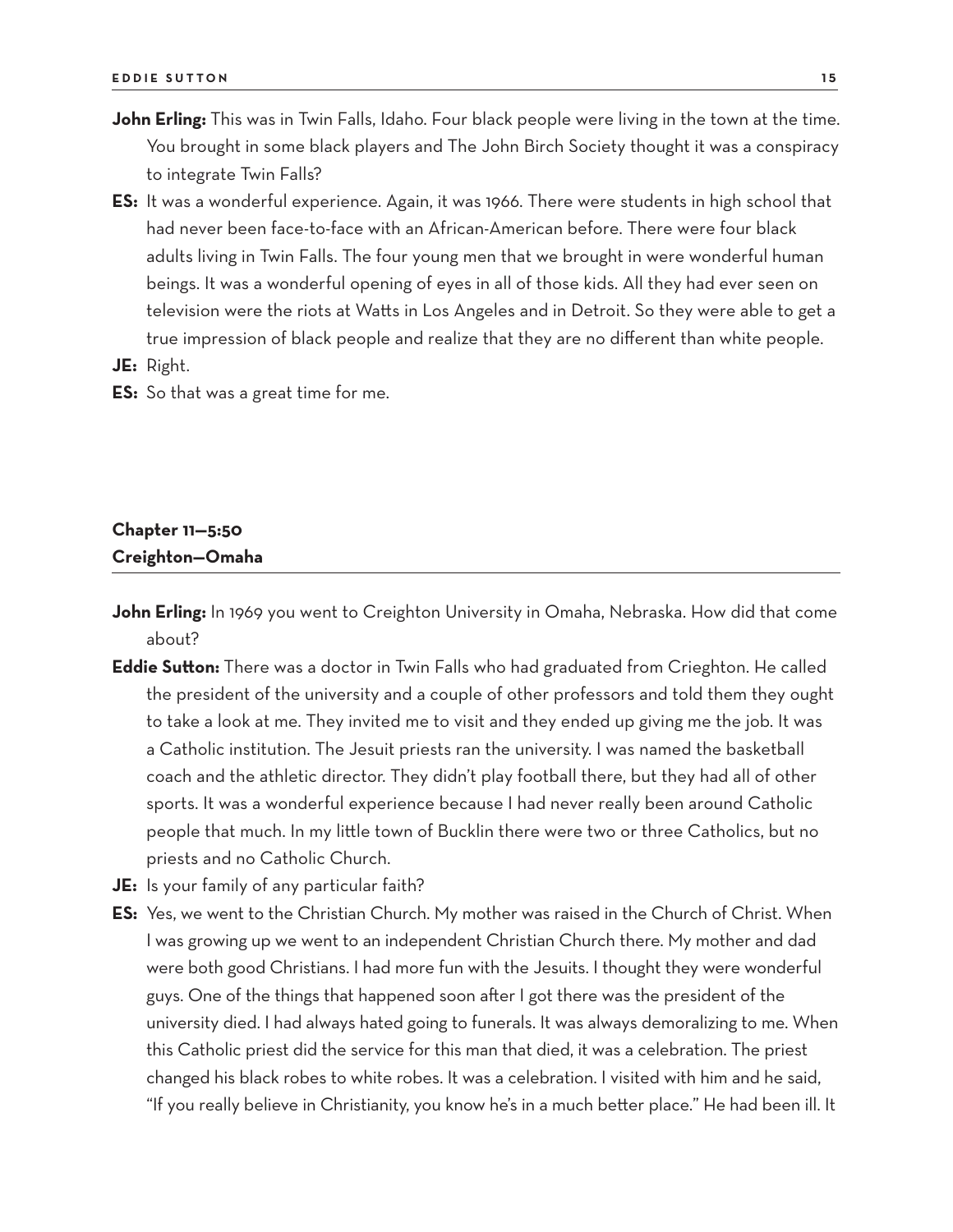**John Erling:** This was in Twin Falls, Idaho. Four black people were living in the town at the time. You brought in some black players and The John Birch Society thought it was a conspiracy to integrate Twin Falls?

**ES:** It was a wonderful experience. Again, it was 1966. There were students in high school that had never been face-to-face with an African-American before. There were four black adults living in Twin Falls. The four young men that we brought in were wonderful human beings. It was a wonderful opening of eyes in all of those kids. All they had ever seen on television were the riots at Watts in Los Angeles and in Detroit. So they were able to get a true impression of black people and realize that they are no different than white people.

**JE:** Right.

**ES:** So that was a great time for me.

## Chapter 11—5:50
## Creighton—Omaha

**John Erling:** In 1969 you went to Creighton University in Omaha, Nebraska. How did that come about?

**Eddie Sutton:** There was a doctor in Twin Falls who had graduated from Crieghton. He called the president of the university and a couple of other professors and told them they ought to take a look at me. They invited me to visit and they ended up giving me the job. It was a Catholic institution. The Jesuit priests ran the university. I was named the basketball coach and the athletic director. They didn't play football there, but they had all of other sports. It was a wonderful experience because I had never really been around Catholic people that much. In my little town of Bucklin there were two or three Catholics, but no priests and no Catholic Church.

**JE:** Is your family of any particular faith?

**ES:** Yes, we went to the Christian Church. My mother was raised in the Church of Christ. When I was growing up we went to an independent Christian Church there. My mother and dad were both good Christians. I had more fun with the Jesuits. I thought they were wonderful guys. One of the things that happened soon after I got there was the president of the university died. I had always hated going to funerals. It was always demoralizing to me. When this Catholic priest did the service for this man that died, it was a celebration. The priest changed his black robes to white robes. It was a celebration. I visited with him and he said, "If you really believe in Christianity, you know he's in a much better place." He had been ill. It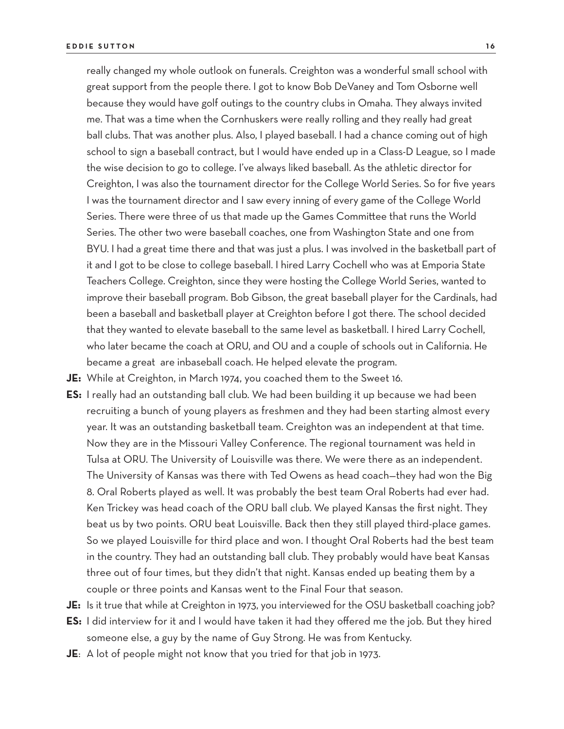really changed my whole outlook on funerals. Creighton was a wonderful small school with great support from the people there. I got to know Bob DeVaney and Tom Osborne well because they would have golf outings to the country clubs in Omaha. They always invited me. That was a time when the Cornhuskers were really rolling and they really had great ball clubs. That was another plus. Also, I played baseball. I had a chance coming out of high school to sign a baseball contract, but I would have ended up in a Class-D League, so I made the wise decision to go to college. I've always liked baseball. As the athletic director for Creighton, I was also the tournament director for the College World Series. So for five years I was the tournament director and I saw every inning of every game of the College World Series. There were three of us that made up the Games Committee that runs the World Series. The other two were baseball coaches, one from Washington State and one from BYU. I had a great time there and that was just a plus. I was involved in the basketball part of it and I got to be close to college baseball. I hired Larry Cochell who was at Emporia State Teachers College. Creighton, since they were hosting the College World Series, wanted to improve their baseball program. Bob Gibson, the great baseball player for the Cardinals, had been a baseball and basketball player at Creighton before I got there. The school decided that they wanted to elevate baseball to the same level as basketball. I hired Larry Cochell, who later became the coach at ORU, and OU and a couple of schools out in California. He became a great are inbaseball coach. He helped elevate the program.

**JE:** While at Creighton, in March 1974, you coached them to the Sweet 16.

**ES:** I really had an outstanding ball club. We had been building it up because we had been recruiting a bunch of young players as freshmen and they had been starting almost every year. It was an outstanding basketball team. Creighton was an independent at that time. Now they are in the Missouri Valley Conference. The regional tournament was held in Tulsa at ORU. The University of Louisville was there. We were there as an independent. The University of Kansas was there with Ted Owens as head coach—they had won the Big 8. Oral Roberts played as well. It was probably the best team Oral Roberts had ever had. Ken Trickey was head coach of the ORU ball club. We played Kansas the first night. They beat us by two points. ORU beat Louisville. Back then they still played third-place games. So we played Louisville for third place and won. I thought Oral Roberts had the best team in the country. They had an outstanding ball club. They probably would have beat Kansas three out of four times, but they didn't that night. Kansas ended up beating them by a couple or three points and Kansas went to the Final Four that season.

**JE:** Is it true that while at Creighton in 1973, you interviewed for the OSU basketball coaching job?

**ES:** I did interview for it and I would have taken it had they offered me the job. But they hired someone else, a guy by the name of Guy Strong. He was from Kentucky.

**JE**: A lot of people might not know that you tried for that job in 1973.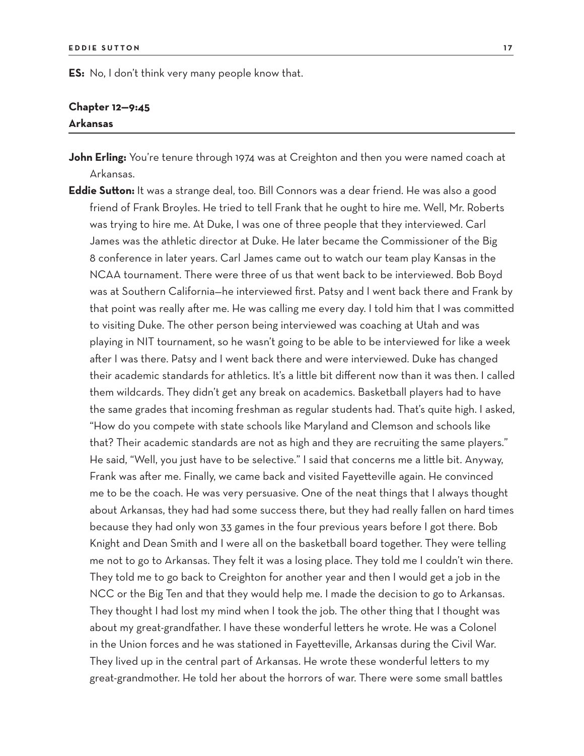**ES:** No, I don't think very many people know that.

## Chapter 12—9:45
## Arkansas

**John Erling:** You're tenure through 1974 was at Creighton and then you were named coach at Arkansas.

**Eddie Sutton:** It was a strange deal, too. Bill Connors was a dear friend. He was also a good friend of Frank Broyles. He tried to tell Frank that he ought to hire me. Well, Mr. Roberts was trying to hire me. At Duke, I was one of three people that they interviewed. Carl James was the athletic director at Duke. He later became the Commissioner of the Big 8 conference in later years. Carl James came out to watch our team play Kansas in the NCAA tournament. There were three of us that went back to be interviewed. Bob Boyd was at Southern California—he interviewed first. Patsy and I went back there and Frank by that point was really after me. He was calling me every day. I told him that I was committed to visiting Duke. The other person being interviewed was coaching at Utah and was playing in NIT tournament, so he wasn't going to be able to be interviewed for like a week after I was there. Patsy and I went back there and were interviewed. Duke has changed their academic standards for athletics. It's a little bit different now than it was then. I called them wildcards. They didn't get any break on academics. Basketball players had to have the same grades that incoming freshman as regular students had. That's quite high. I asked, "How do you compete with state schools like Maryland and Clemson and schools like that? Their academic standards are not as high and they are recruiting the same players." He said, "Well, you just have to be selective." I said that concerns me a little bit. Anyway, Frank was after me. Finally, we came back and visited Fayetteville again. He convinced me to be the coach. He was very persuasive. One of the neat things that I always thought about Arkansas, they had had some success there, but they had really fallen on hard times because they had only won 33 games in the four previous years before I got there. Bob Knight and Dean Smith and I were all on the basketball board together. They were telling me not to go to Arkansas. They felt it was a losing place. They told me I couldn't win there. They told me to go back to Creighton for another year and then I would get a job in the NCC or the Big Ten and that they would help me. I made the decision to go to Arkansas. They thought I had lost my mind when I took the job. The other thing that I thought was about my great-grandfather. I have these wonderful letters he wrote. He was a Colonel in the Union forces and he was stationed in Fayetteville, Arkansas during the Civil War. They lived up in the central part of Arkansas. He wrote these wonderful letters to my great-grandmother. He told her about the horrors of war. There were some small battles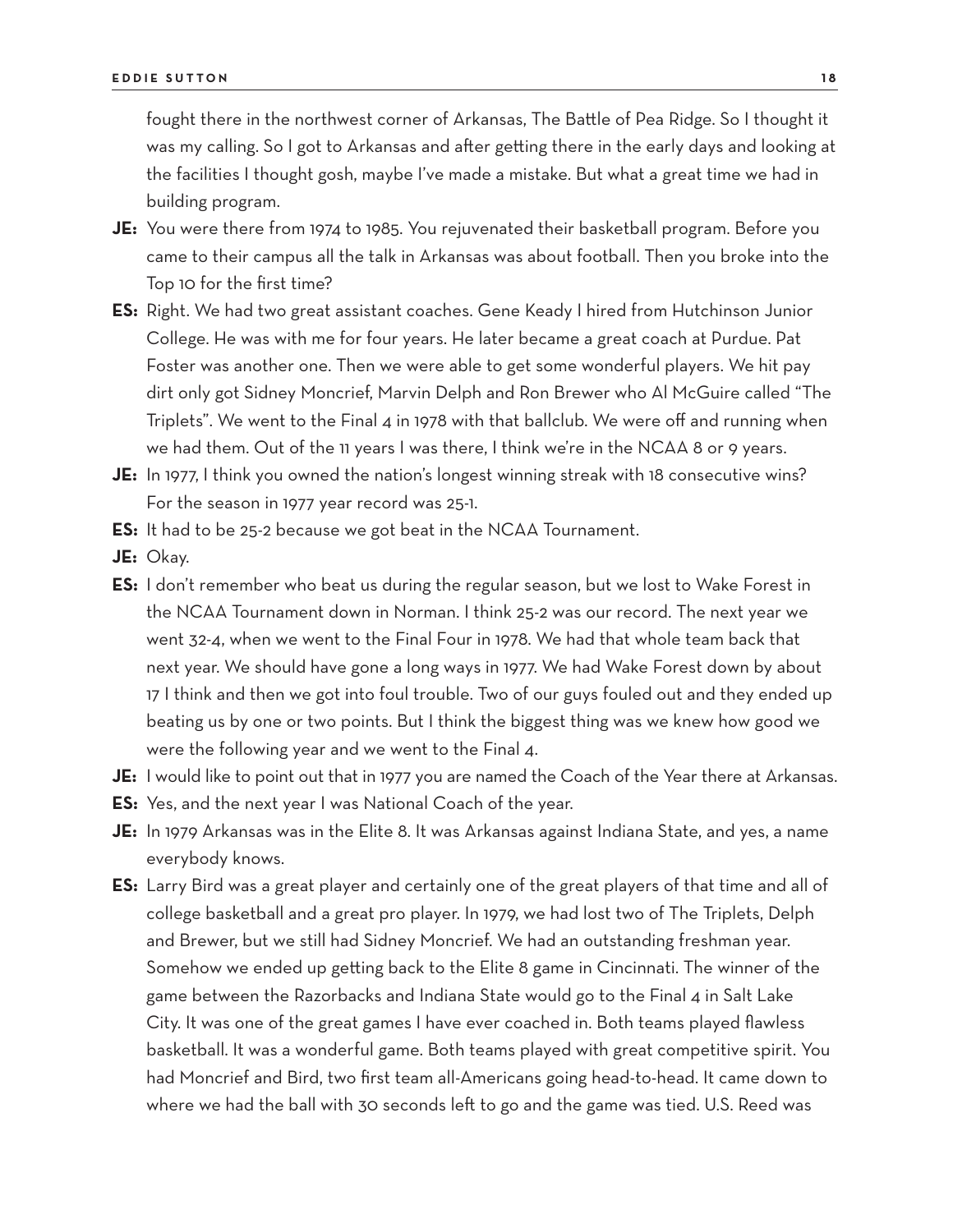fought there in the northwest corner of Arkansas, The Battle of Pea Ridge. So I thought it was my calling. So I got to Arkansas and after getting there in the early days and looking at the facilities I thought gosh, maybe I've made a mistake. But what a great time we had in building program.

**JE:** You were there from 1974 to 1985. You rejuvenated their basketball program. Before you came to their campus all the talk in Arkansas was about football. Then you broke into the Top 10 for the first time?

**ES:** Right. We had two great assistant coaches. Gene Keady I hired from Hutchinson Junior College. He was with me for four years. He later became a great coach at Purdue. Pat Foster was another one. Then we were able to get some wonderful players. We hit pay dirt only got Sidney Moncrief, Marvin Delph and Ron Brewer who Al McGuire called "The Triplets". We went to the Final 4 in 1978 with that ballclub. We were off and running when we had them. Out of the 11 years I was there, I think we're in the NCAA 8 or 9 years.

**JE:** In 1977, I think you owned the nation's longest winning streak with 18 consecutive wins? For the season in 1977 year record was 25-1.

**ES:** It had to be 25-2 because we got beat in the NCAA Tournament.

**JE:** Okay.

**ES:** I don't remember who beat us during the regular season, but we lost to Wake Forest in the NCAA Tournament down in Norman. I think 25-2 was our record. The next year we went 32-4, when we went to the Final Four in 1978. We had that whole team back that next year. We should have gone a long ways in 1977. We had Wake Forest down by about 17 I think and then we got into foul trouble. Two of our guys fouled out and they ended up beating us by one or two points. But I think the biggest thing was we knew how good we were the following year and we went to the Final 4.

**JE:** I would like to point out that in 1977 you are named the Coach of the Year there at Arkansas.

**ES:** Yes, and the next year I was National Coach of the year.

**JE:** In 1979 Arkansas was in the Elite 8. It was Arkansas against Indiana State, and yes, a name everybody knows.

**ES:** Larry Bird was a great player and certainly one of the great players of that time and all of college basketball and a great pro player. In 1979, we had lost two of The Triplets, Delph and Brewer, but we still had Sidney Moncrief. We had an outstanding freshman year. Somehow we ended up getting back to the Elite 8 game in Cincinnati. The winner of the game between the Razorbacks and Indiana State would go to the Final 4 in Salt Lake City. It was one of the great games I have ever coached in. Both teams played flawless basketball. It was a wonderful game. Both teams played with great competitive spirit. You had Moncrief and Bird, two first team all-Americans going head-to-head. It came down to where we had the ball with 30 seconds left to go and the game was tied. U.S. Reed was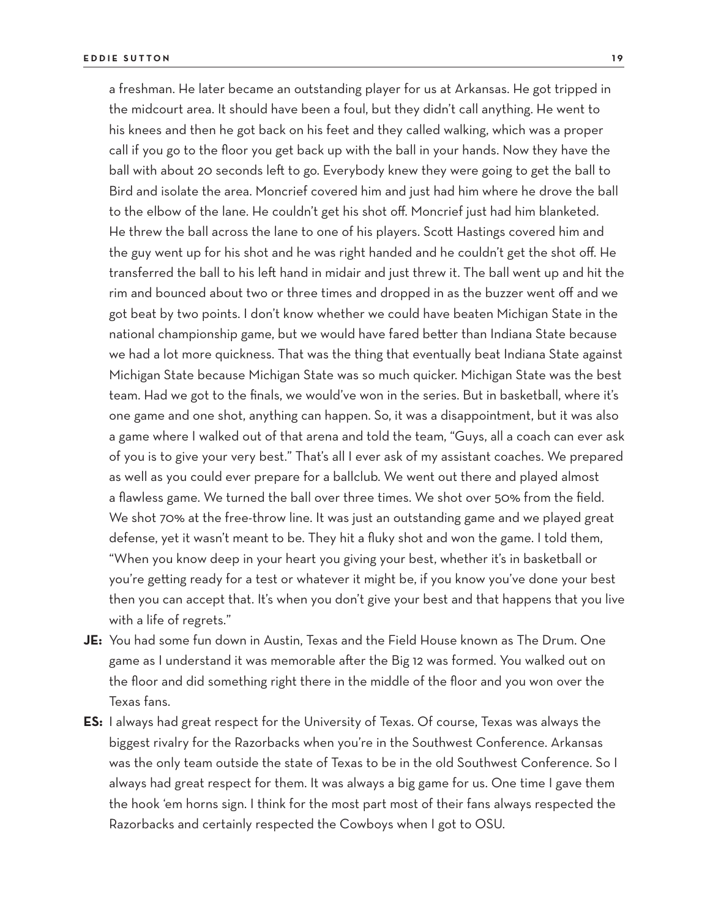a freshman. He later became an outstanding player for us at Arkansas. He got tripped in the midcourt area. It should have been a foul, but they didn't call anything. He went to his knees and then he got back on his feet and they called walking, which was a proper call if you go to the floor you get back up with the ball in your hands. Now they have the ball with about 20 seconds left to go. Everybody knew they were going to get the ball to Bird and isolate the area. Moncrief covered him and just had him where he drove the ball to the elbow of the lane. He couldn't get his shot off. Moncrief just had him blanketed. He threw the ball across the lane to one of his players. Scott Hastings covered him and the guy went up for his shot and he was right handed and he couldn't get the shot off. He transferred the ball to his left hand in midair and just threw it. The ball went up and hit the rim and bounced about two or three times and dropped in as the buzzer went off and we got beat by two points. I don't know whether we could have beaten Michigan State in the national championship game, but we would have fared better than Indiana State because we had a lot more quickness. That was the thing that eventually beat Indiana State against Michigan State because Michigan State was so much quicker. Michigan State was the best team. Had we got to the finals, we would've won in the series. But in basketball, where it's one game and one shot, anything can happen. So, it was a disappointment, but it was also a game where I walked out of that arena and told the team, "Guys, all a coach can ever ask of you is to give your very best." That's all I ever ask of my assistant coaches. We prepared as well as you could ever prepare for a ballclub. We went out there and played almost a flawless game. We turned the ball over three times. We shot over 50% from the field. We shot 70% at the free-throw line. It was just an outstanding game and we played great defense, yet it wasn't meant to be. They hit a fluky shot and won the game. I told them, "When you know deep in your heart you giving your best, whether it's in basketball or you're getting ready for a test or whatever it might be, if you know you've done your best then you can accept that. It's when you don't give your best and that happens that you live with a life of regrets."

**JE:** You had some fun down in Austin, Texas and the Field House known as The Drum. One game as I understand it was memorable after the Big 12 was formed. You walked out on the floor and did something right there in the middle of the floor and you won over the Texas fans.

**ES:** I always had great respect for the University of Texas. Of course, Texas was always the biggest rivalry for the Razorbacks when you're in the Southwest Conference. Arkansas was the only team outside the state of Texas to be in the old Southwest Conference. So I always had great respect for them. It was always a big game for us. One time I gave them the hook 'em horns sign. I think for the most part most of their fans always respected the Razorbacks and certainly respected the Cowboys when I got to OSU.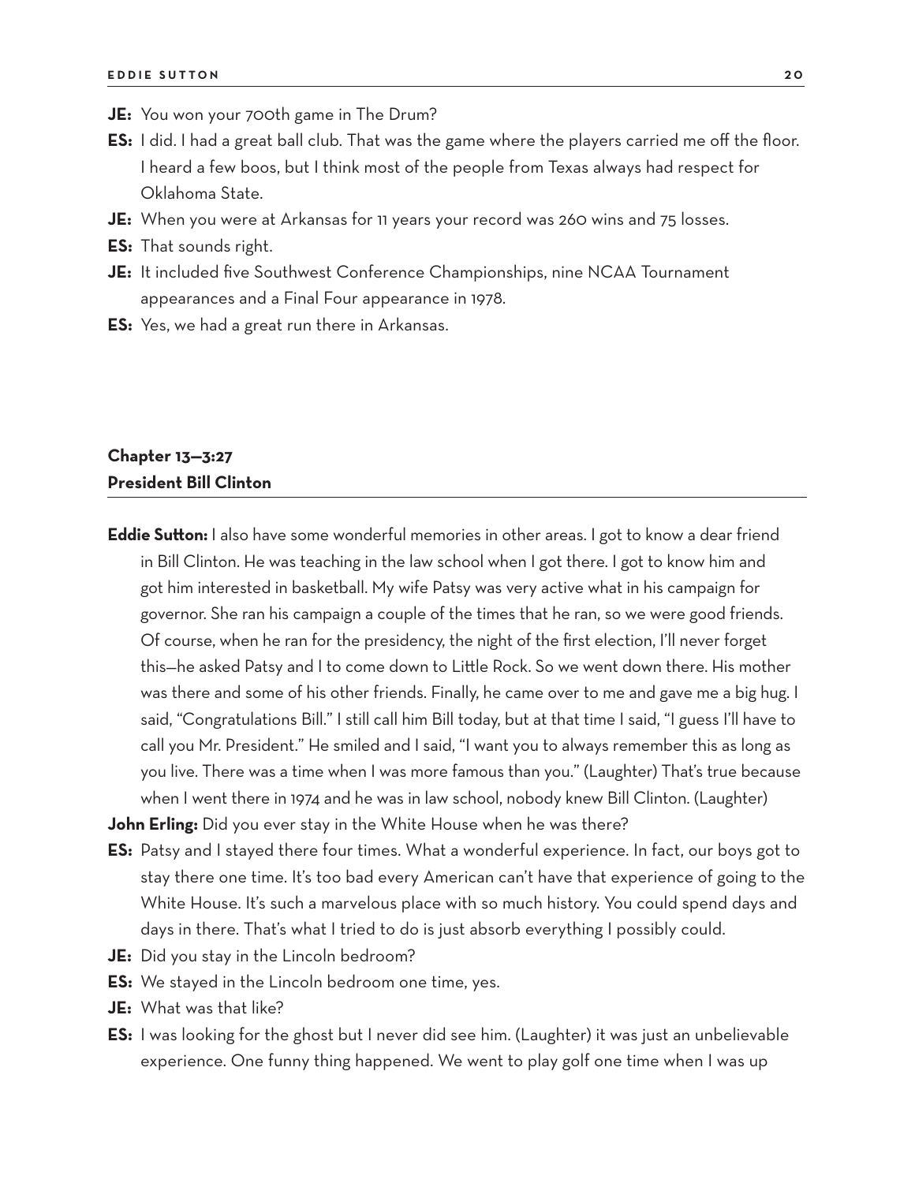**JE:** You won your 700th game in The Drum?

**ES:** I did. I had a great ball club. That was the game where the players carried me off the floor. I heard a few boos, but I think most of the people from Texas always had respect for Oklahoma State.

**JE:** When you were at Arkansas for 11 years your record was 260 wins and 75 losses.

**ES:** That sounds right.

**JE:** It included five Southwest Conference Championships, nine NCAA Tournament appearances and a Final Four appearance in 1978.

**ES:** Yes, we had a great run there in Arkansas.

## Chapter 13—3:27
## President Bill Clinton

**Eddie Sutton:** I also have some wonderful memories in other areas. I got to know a dear friend in Bill Clinton. He was teaching in the law school when I got there. I got to know him and got him interested in basketball. My wife Patsy was very active what in his campaign for governor. She ran his campaign a couple of the times that he ran, so we were good friends. Of course, when he ran for the presidency, the night of the first election, I'll never forget this—he asked Patsy and I to come down to Little Rock. So we went down there. His mother was there and some of his other friends. Finally, he came over to me and gave me a big hug. I said, "Congratulations Bill." I still call him Bill today, but at that time I said, "I guess I'll have to call you Mr. President." He smiled and I said, "I want you to always remember this as long as you live. There was a time when I was more famous than you." (Laughter) That's true because when I went there in 1974 and he was in law school, nobody knew Bill Clinton. (Laughter)

**John Erling:** Did you ever stay in the White House when he was there?

**ES:** Patsy and I stayed there four times. What a wonderful experience. In fact, our boys got to stay there one time. It's too bad every American can't have that experience of going to the White House. It's such a marvelous place with so much history. You could spend days and days in there. That's what I tried to do is just absorb everything I possibly could.

**JE:** Did you stay in the Lincoln bedroom?

**ES:** We stayed in the Lincoln bedroom one time, yes.

**JE:** What was that like?

**ES:** I was looking for the ghost but I never did see him. (Laughter) it was just an unbelievable experience. One funny thing happened. We went to play golf one time when I was up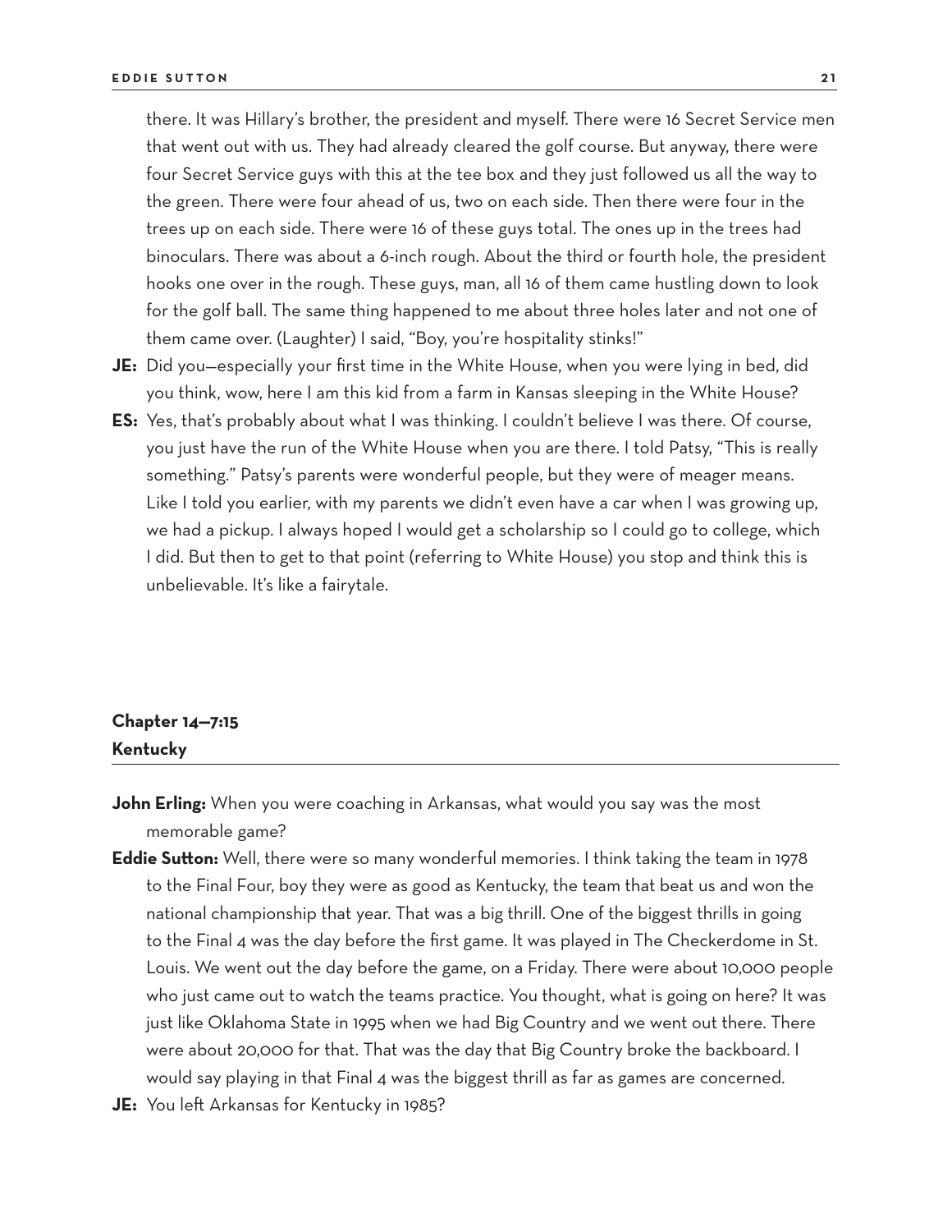there. It was Hillary's brother, the president and myself. There were 16 Secret Service men that went out with us. They had already cleared the golf course. But anyway, there were four Secret Service guys with this at the tee box and they just followed us all the way to the green. There were four ahead of us, two on each side. Then there were four in the trees up on each side. There were 16 of these guys total. The ones up in the trees had binoculars. There was about a 6-inch rough. About the third or fourth hole, the president hooks one over in the rough. These guys, man, all 16 of them came hustling down to look for the golf ball. The same thing happened to me about three holes later and not one of them came over. (Laughter) I said, "Boy, you're hospitality stinks!"

**JE:** Did you—especially your first time in the White House, when you were lying in bed, did you think, wow, here I am this kid from a farm in Kansas sleeping in the White House?

**ES:** Yes, that's probably about what I was thinking. I couldn't believe I was there. Of course, you just have the run of the White House when you are there. I told Patsy, "This is really something." Patsy's parents were wonderful people, but they were of meager means. Like I told you earlier, with my parents we didn't even have a car when I was growing up, we had a pickup. I always hoped I would get a scholarship so I could go to college, which I did. But then to get to that point (referring to White House) you stop and think this is unbelievable. It's like a fairytale.

## Chapter 14—7:15
## Kentucky

**John Erling:** When you were coaching in Arkansas, what would you say was the most memorable game?

**Eddie Sutton:** Well, there were so many wonderful memories. I think taking the team in 1978 to the Final Four, boy they were as good as Kentucky, the team that beat us and won the national championship that year. That was a big thrill. One of the biggest thrills in going to the Final 4 was the day before the first game. It was played in The Checkerdome in St. Louis. We went out the day before the game, on a Friday. There were about 10,000 people who just came out to watch the teams practice. You thought, what is going on here? It was just like Oklahoma State in 1995 when we had Big Country and we went out there. There were about 20,000 for that. That was the day that Big Country broke the backboard. I would say playing in that Final 4 was the biggest thrill as far as games are concerned.

**JE:** You left Arkansas for Kentucky in 1985?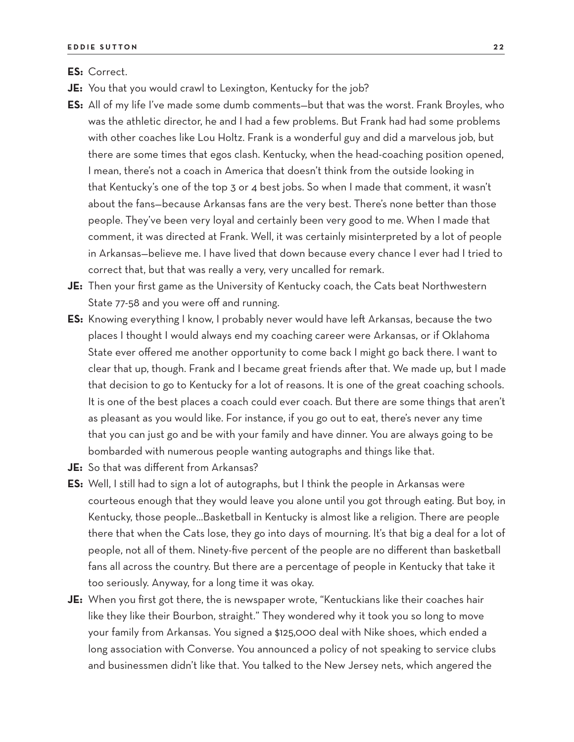**ES:** Correct.

**JE:** You that you would crawl to Lexington, Kentucky for the job?

**ES:** All of my life I've made some dumb comments—but that was the worst. Frank Broyles, who was the athletic director, he and I had a few problems. But Frank had had some problems with other coaches like Lou Holtz. Frank is a wonderful guy and did a marvelous job, but there are some times that egos clash. Kentucky, when the head-coaching position opened, I mean, there's not a coach in America that doesn't think from the outside looking in that Kentucky's one of the top 3 or 4 best jobs. So when I made that comment, it wasn't about the fans—because Arkansas fans are the very best. There's none better than those people. They've been very loyal and certainly been very good to me. When I made that comment, it was directed at Frank. Well, it was certainly misinterpreted by a lot of people in Arkansas—believe me. I have lived that down because every chance I ever had I tried to correct that, but that was really a very, very uncalled for remark.

**JE:** Then your first game as the University of Kentucky coach, the Cats beat Northwestern State 77-58 and you were off and running.

**ES:** Knowing everything I know, I probably never would have left Arkansas, because the two places I thought I would always end my coaching career were Arkansas, or if Oklahoma State ever offered me another opportunity to come back I might go back there. I want to clear that up, though. Frank and I became great friends after that. We made up, but I made that decision to go to Kentucky for a lot of reasons. It is one of the great coaching schools. It is one of the best places a coach could ever coach. But there are some things that aren't as pleasant as you would like. For instance, if you go out to eat, there's never any time that you can just go and be with your family and have dinner. You are always going to be bombarded with numerous people wanting autographs and things like that.

**JE:** So that was different from Arkansas?

**ES:** Well, I still had to sign a lot of autographs, but I think the people in Arkansas were courteous enough that they would leave you alone until you got through eating. But boy, in Kentucky, those people...Basketball in Kentucky is almost like a religion. There are people there that when the Cats lose, they go into days of mourning. It's that big a deal for a lot of people, not all of them. Ninety-five percent of the people are no different than basketball fans all across the country. But there are a percentage of people in Kentucky that take it too seriously. Anyway, for a long time it was okay.

**JE:** When you first got there, the is newspaper wrote, "Kentuckians like their coaches hair like they like their Bourbon, straight." They wondered why it took you so long to move your family from Arkansas. You signed a $125,000 deal with Nike shoes, which ended a long association with Converse. You announced a policy of not speaking to service clubs and businessmen didn't like that. You talked to the New Jersey nets, which angered the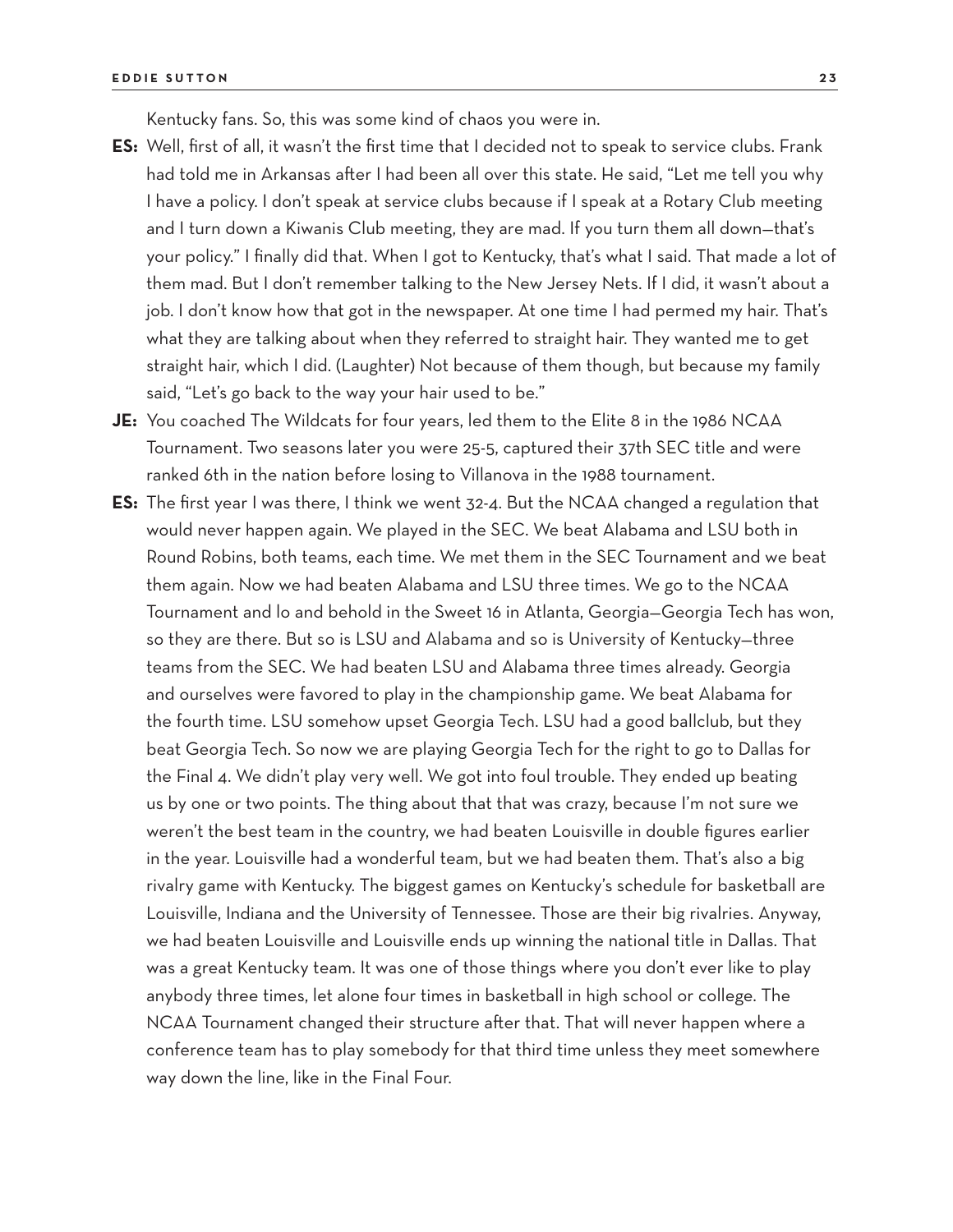Kentucky fans. So, this was some kind of chaos you were in.

**ES:** Well, first of all, it wasn't the first time that I decided not to speak to service clubs. Frank had told me in Arkansas after I had been all over this state. He said, "Let me tell you why I have a policy. I don't speak at service clubs because if I speak at a Rotary Club meeting and I turn down a Kiwanis Club meeting, they are mad. If you turn them all down—that's your policy." I finally did that. When I got to Kentucky, that's what I said. That made a lot of them mad. But I don't remember talking to the New Jersey Nets. If I did, it wasn't about a job. I don't know how that got in the newspaper. At one time I had permed my hair. That's what they are talking about when they referred to straight hair. They wanted me to get straight hair, which I did. (Laughter) Not because of them though, but because my family said, "Let's go back to the way your hair used to be."

**JE:** You coached The Wildcats for four years, led them to the Elite 8 in the 1986 NCAA Tournament. Two seasons later you were 25-5, captured their 37th SEC title and were ranked 6th in the nation before losing to Villanova in the 1988 tournament.

**ES:** The first year I was there, I think we went 32-4. But the NCAA changed a regulation that would never happen again. We played in the SEC. We beat Alabama and LSU both in Round Robins, both teams, each time. We met them in the SEC Tournament and we beat them again. Now we had beaten Alabama and LSU three times. We go to the NCAA Tournament and lo and behold in the Sweet 16 in Atlanta, Georgia—Georgia Tech has won, so they are there. But so is LSU and Alabama and so is University of Kentucky—three teams from the SEC. We had beaten LSU and Alabama three times already. Georgia and ourselves were favored to play in the championship game. We beat Alabama for the fourth time. LSU somehow upset Georgia Tech. LSU had a good ballclub, but they beat Georgia Tech. So now we are playing Georgia Tech for the right to go to Dallas for the Final 4. We didn't play very well. We got into foul trouble. They ended up beating us by one or two points. The thing about that that was crazy, because I'm not sure we weren't the best team in the country, we had beaten Louisville in double figures earlier in the year. Louisville had a wonderful team, but we had beaten them. That's also a big rivalry game with Kentucky. The biggest games on Kentucky's schedule for basketball are Louisville, Indiana and the University of Tennessee. Those are their big rivalries. Anyway, we had beaten Louisville and Louisville ends up winning the national title in Dallas. That was a great Kentucky team. It was one of those things where you don't ever like to play anybody three times, let alone four times in basketball in high school or college. The NCAA Tournament changed their structure after that. That will never happen where a conference team has to play somebody for that third time unless they meet somewhere way down the line, like in the Final Four.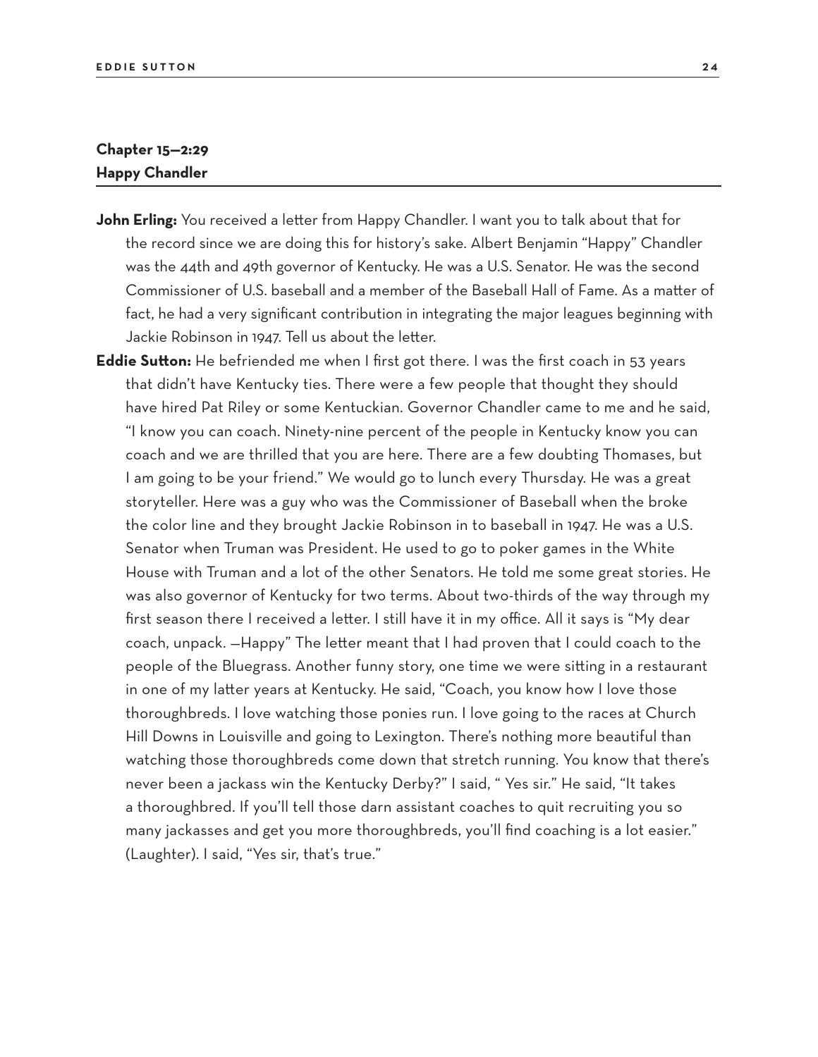## Chapter 15—2:29
## Happy Chandler

**John Erling:** You received a letter from Happy Chandler. I want you to talk about that for the record since we are doing this for history's sake. Albert Benjamin "Happy" Chandler was the 44th and 49th governor of Kentucky. He was a U.S. Senator. He was the second Commissioner of U.S. baseball and a member of the Baseball Hall of Fame. As a matter of fact, he had a very significant contribution in integrating the major leagues beginning with Jackie Robinson in 1947. Tell us about the letter.

**Eddie Sutton:** He befriended me when I first got there. I was the first coach in 53 years that didn't have Kentucky ties. There were a few people that thought they should have hired Pat Riley or some Kentuckian. Governor Chandler came to me and he said, "I know you can coach. Ninety-nine percent of the people in Kentucky know you can coach and we are thrilled that you are here. There are a few doubting Thomases, but I am going to be your friend." We would go to lunch every Thursday. He was a great storyteller. Here was a guy who was the Commissioner of Baseball when the broke the color line and they brought Jackie Robinson in to baseball in 1947. He was a U.S. Senator when Truman was President. He used to go to poker games in the White House with Truman and a lot of the other Senators. He told me some great stories. He was also governor of Kentucky for two terms. About two-thirds of the way through my first season there I received a letter. I still have it in my office. All it says is "My dear coach, unpack. —Happy" The letter meant that I had proven that I could coach to the people of the Bluegrass. Another funny story, one time we were sitting in a restaurant in one of my latter years at Kentucky. He said, "Coach, you know how I love those thoroughbreds. I love watching those ponies run. I love going to the races at Church Hill Downs in Louisville and going to Lexington. There's nothing more beautiful than watching those thoroughbreds come down that stretch running. You know that there's never been a jackass win the Kentucky Derby?" I said, " Yes sir." He said, "It takes a thoroughbred. If you'll tell those darn assistant coaches to quit recruiting you so many jackasses and get you more thoroughbreds, you'll find coaching is a lot easier." (Laughter). I said, "Yes sir, that's true."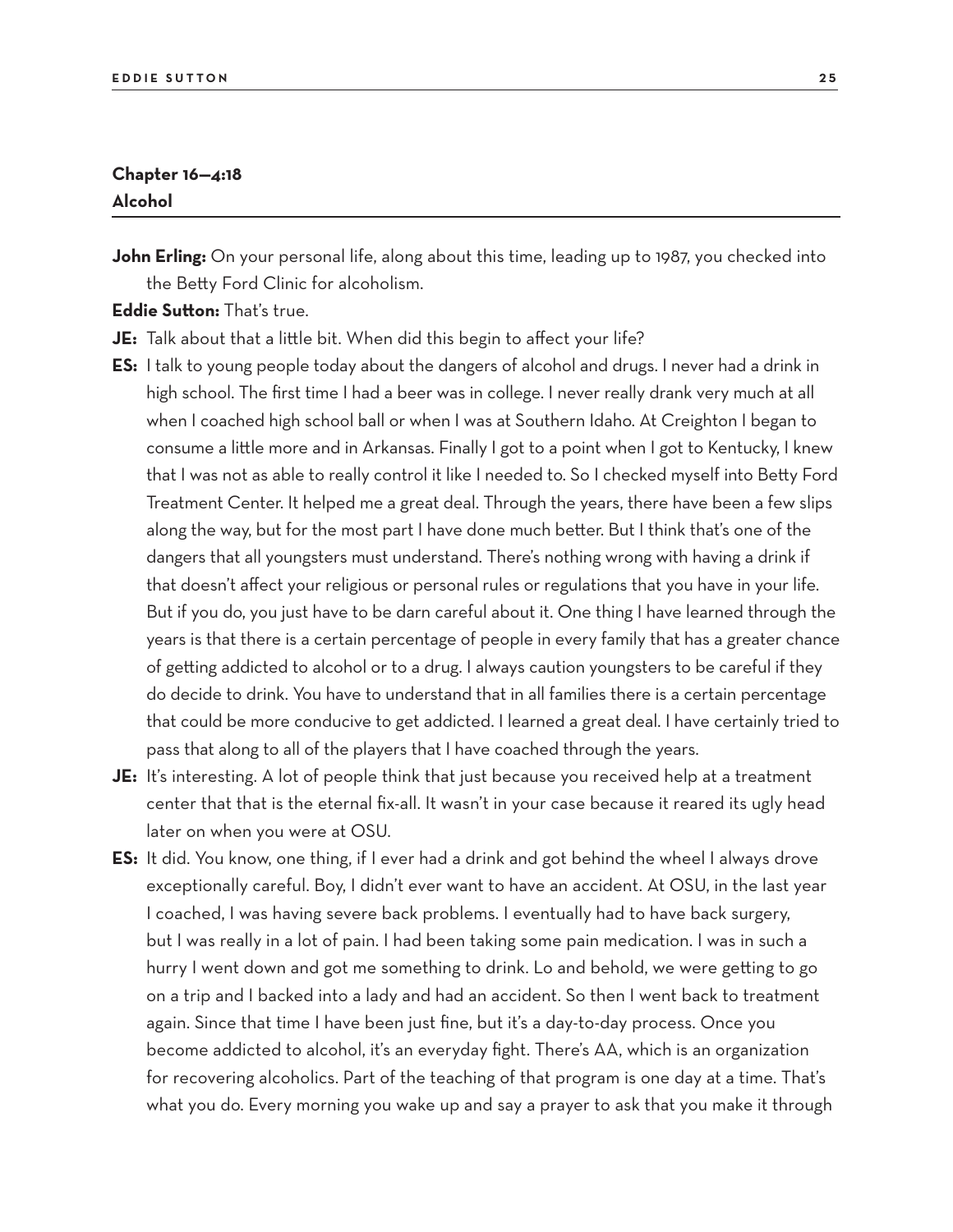## Chapter 16—4:18
## Alcohol

**John Erling:** On your personal life, along about this time, leading up to 1987, you checked into the Betty Ford Clinic for alcoholism.

**Eddie Sutton:** That's true.

**JE:** Talk about that a little bit. When did this begin to affect your life?

**ES:** I talk to young people today about the dangers of alcohol and drugs. I never had a drink in high school. The first time I had a beer was in college. I never really drank very much at all when I coached high school ball or when I was at Southern Idaho. At Creighton I began to consume a little more and in Arkansas. Finally I got to a point when I got to Kentucky, I knew that I was not as able to really control it like I needed to. So I checked myself into Betty Ford Treatment Center. It helped me a great deal. Through the years, there have been a few slips along the way, but for the most part I have done much better. But I think that's one of the dangers that all youngsters must understand. There's nothing wrong with having a drink if that doesn't affect your religious or personal rules or regulations that you have in your life. But if you do, you just have to be darn careful about it. One thing I have learned through the years is that there is a certain percentage of people in every family that has a greater chance of getting addicted to alcohol or to a drug. I always caution youngsters to be careful if they do decide to drink. You have to understand that in all families there is a certain percentage that could be more conducive to get addicted. I learned a great deal. I have certainly tried to pass that along to all of the players that I have coached through the years.

**JE:** It's interesting. A lot of people think that just because you received help at a treatment center that that is the eternal fix-all. It wasn't in your case because it reared its ugly head later on when you were at OSU.

**ES:** It did. You know, one thing, if I ever had a drink and got behind the wheel I always drove exceptionally careful. Boy, I didn't ever want to have an accident. At OSU, in the last year I coached, I was having severe back problems. I eventually had to have back surgery, but I was really in a lot of pain. I had been taking some pain medication. I was in such a hurry I went down and got me something to drink. Lo and behold, we were getting to go on a trip and I backed into a lady and had an accident. So then I went back to treatment again. Since that time I have been just fine, but it's a day-to-day process. Once you become addicted to alcohol, it's an everyday fight. There's AA, which is an organization for recovering alcoholics. Part of the teaching of that program is one day at a time. That's what you do. Every morning you wake up and say a prayer to ask that you make it through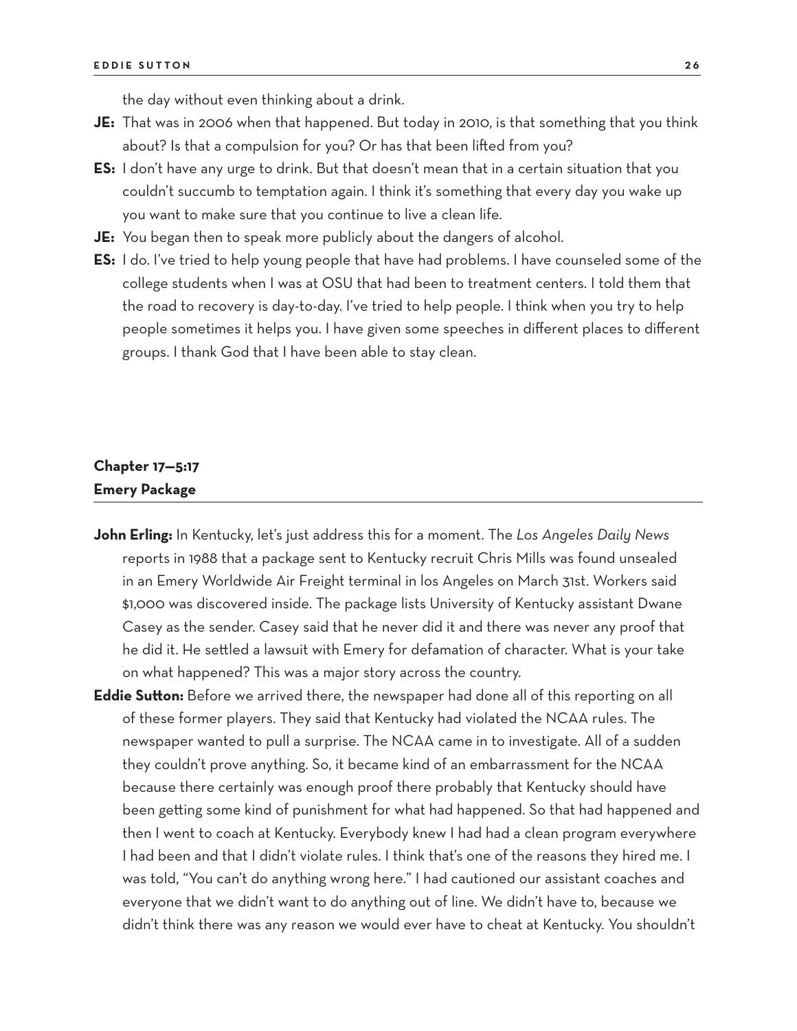the day without even thinking about a drink.

**JE:** That was in 2006 when that happened. But today in 2010, is that something that you think about? Is that a compulsion for you? Or has that been lifted from you?

**ES:** I don't have any urge to drink. But that doesn't mean that in a certain situation that you couldn't succumb to temptation again. I think it's something that every day you wake up you want to make sure that you continue to live a clean life.

**JE:** You began then to speak more publicly about the dangers of alcohol.

**ES:** I do. I've tried to help young people that have had problems. I have counseled some of the college students when I was at OSU that had been to treatment centers. I told them that the road to recovery is day-to-day. I've tried to help people. I think when you try to help people sometimes it helps you. I have given some speeches in different places to different groups. I thank God that I have been able to stay clean.

## Chapter 17—5:17
## Emery Package

**John Erling:** In Kentucky, let's just address this for a moment. The *Los Angeles Daily News* reports in 1988 that a package sent to Kentucky recruit Chris Mills was found unsealed in an Emery Worldwide Air Freight terminal in los Angeles on March 31st. Workers said $1,000 was discovered inside. The package lists University of Kentucky assistant Dwane Casey as the sender. Casey said that he never did it and there was never any proof that he did it. He settled a lawsuit with Emery for defamation of character. What is your take on what happened? This was a major story across the country.

**Eddie Sutton:** Before we arrived there, the newspaper had done all of this reporting on all of these former players. They said that Kentucky had violated the NCAA rules. The newspaper wanted to pull a surprise. The NCAA came in to investigate. All of a sudden they couldn't prove anything. So, it became kind of an embarrassment for the NCAA because there certainly was enough proof there probably that Kentucky should have been getting some kind of punishment for what had happened. So that had happened and then I went to coach at Kentucky. Everybody knew I had had a clean program everywhere I had been and that I didn't violate rules. I think that's one of the reasons they hired me. I was told, "You can't do anything wrong here." I had cautioned our assistant coaches and everyone that we didn't want to do anything out of line. We didn't have to, because we didn't think there was any reason we would ever have to cheat at Kentucky. You shouldn't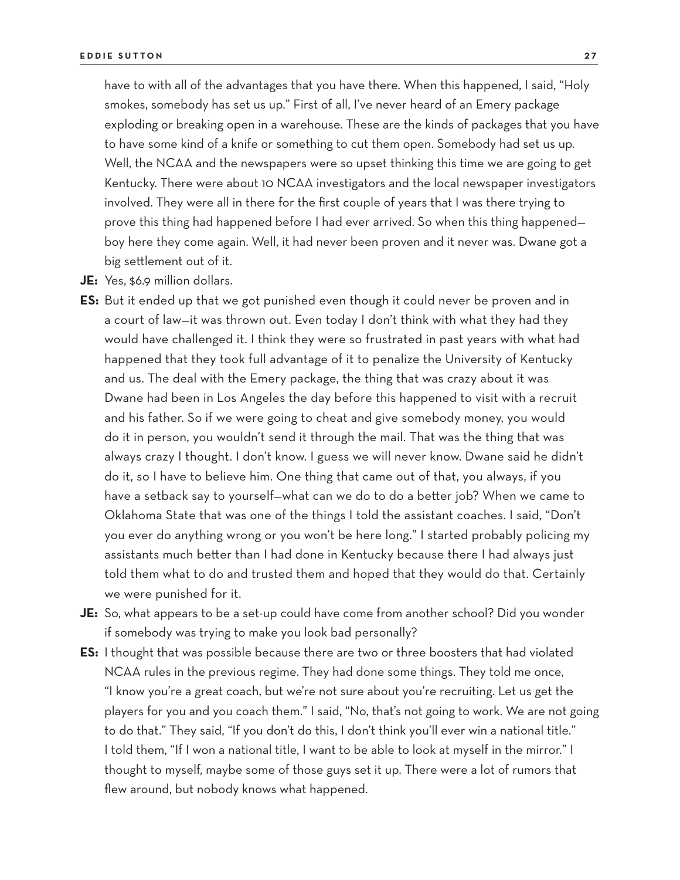have to with all of the advantages that you have there. When this happened, I said, "Holy smokes, somebody has set us up." First of all, I've never heard of an Emery package exploding or breaking open in a warehouse. These are the kinds of packages that you have to have some kind of a knife or something to cut them open. Somebody had set us up. Well, the NCAA and the newspapers were so upset thinking this time we are going to get Kentucky. There were about 10 NCAA investigators and the local newspaper investigators involved. They were all in there for the first couple of years that I was there trying to prove this thing had happened before I had ever arrived. So when this thing happened—boy here they come again. Well, it had never been proven and it never was. Dwane got a big settlement out of it.

**JE:** Yes, $6.9 million dollars.

**ES:** But it ended up that we got punished even though it could never be proven and in a court of law—it was thrown out. Even today I don't think with what they had they would have challenged it. I think they were so frustrated in past years with what had happened that they took full advantage of it to penalize the University of Kentucky and us. The deal with the Emery package, the thing that was crazy about it was Dwane had been in Los Angeles the day before this happened to visit with a recruit and his father. So if we were going to cheat and give somebody money, you would do it in person, you wouldn't send it through the mail. That was the thing that was always crazy I thought. I don't know. I guess we will never know. Dwane said he didn't do it, so I have to believe him. One thing that came out of that, you always, if you have a setback say to yourself—what can we do to do a better job? When we came to Oklahoma State that was one of the things I told the assistant coaches. I said, "Don't you ever do anything wrong or you won't be here long." I started probably policing my assistants much better than I had done in Kentucky because there I had always just told them what to do and trusted them and hoped that they would do that. Certainly we were punished for it.

**JE:** So, what appears to be a set-up could have come from another school? Did you wonder if somebody was trying to make you look bad personally?

**ES:** I thought that was possible because there are two or three boosters that had violated NCAA rules in the previous regime. They had done some things. They told me once, "I know you're a great coach, but we're not sure about you're recruiting. Let us get the players for you and you coach them." I said, "No, that's not going to work. We are not going to do that." They said, "If you don't do this, I don't think you'll ever win a national title." I told them, "If I won a national title, I want to be able to look at myself in the mirror." I thought to myself, maybe some of those guys set it up. There were a lot of rumors that flew around, but nobody knows what happened.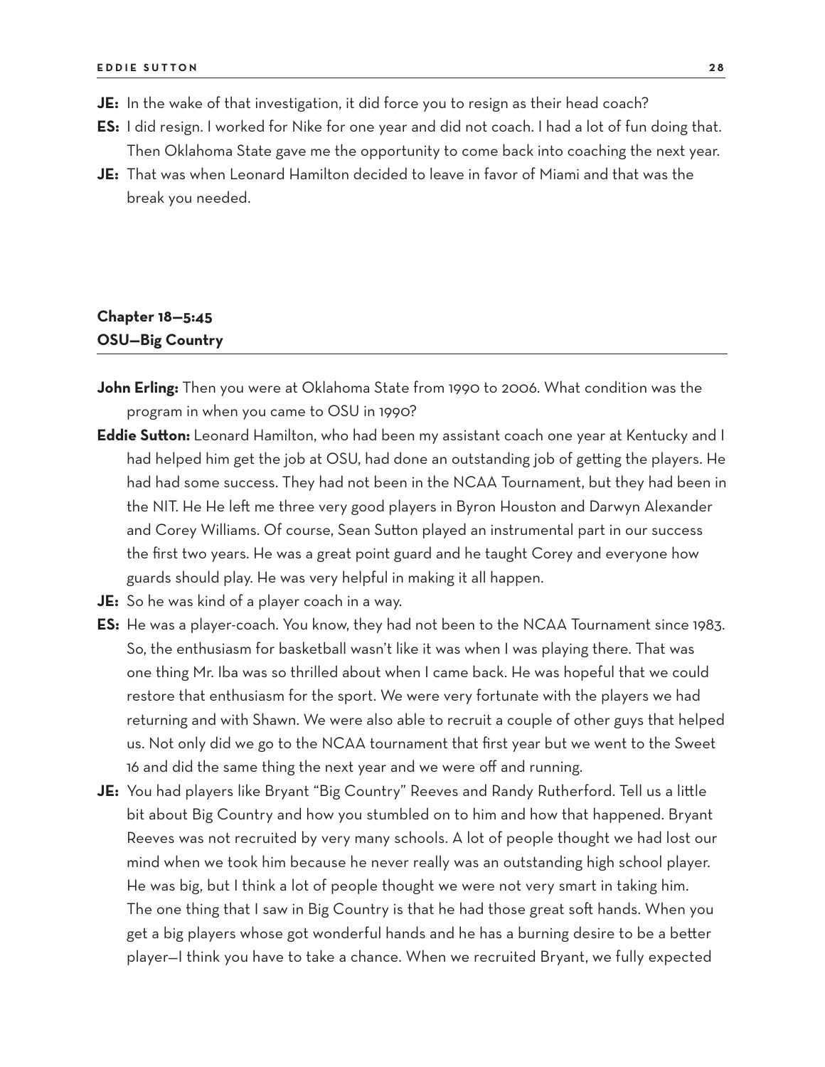**JE:** In the wake of that investigation, it did force you to resign as their head coach?

**ES:** I did resign. I worked for Nike for one year and did not coach. I had a lot of fun doing that. Then Oklahoma State gave me the opportunity to come back into coaching the next year.

**JE:** That was when Leonard Hamilton decided to leave in favor of Miami and that was the break you needed.

## Chapter 18—5:45
## OSU—Big Country

**John Erling:** Then you were at Oklahoma State from 1990 to 2006. What condition was the program in when you came to OSU in 1990?

**Eddie Sutton:** Leonard Hamilton, who had been my assistant coach one year at Kentucky and I had helped him get the job at OSU, had done an outstanding job of getting the players. He had had some success. They had not been in the NCAA Tournament, but they had been in the NIT. He He left me three very good players in Byron Houston and Darwyn Alexander and Corey Williams. Of course, Sean Sutton played an instrumental part in our success the first two years. He was a great point guard and he taught Corey and everyone how guards should play. He was very helpful in making it all happen.

**JE:** So he was kind of a player coach in a way.

**ES:** He was a player-coach. You know, they had not been to the NCAA Tournament since 1983. So, the enthusiasm for basketball wasn't like it was when I was playing there. That was one thing Mr. Iba was so thrilled about when I came back. He was hopeful that we could restore that enthusiasm for the sport. We were very fortunate with the players we had returning and with Shawn. We were also able to recruit a couple of other guys that helped us. Not only did we go to the NCAA tournament that first year but we went to the Sweet 16 and did the same thing the next year and we were off and running.

**JE:** You had players like Bryant "Big Country" Reeves and Randy Rutherford. Tell us a little bit about Big Country and how you stumbled on to him and how that happened. Bryant Reeves was not recruited by very many schools. A lot of people thought we had lost our mind when we took him because he never really was an outstanding high school player. He was big, but I think a lot of people thought we were not very smart in taking him. The one thing that I saw in Big Country is that he had those great soft hands. When you get a big players whose got wonderful hands and he has a burning desire to be a better player—I think you have to take a chance. When we recruited Bryant, we fully expected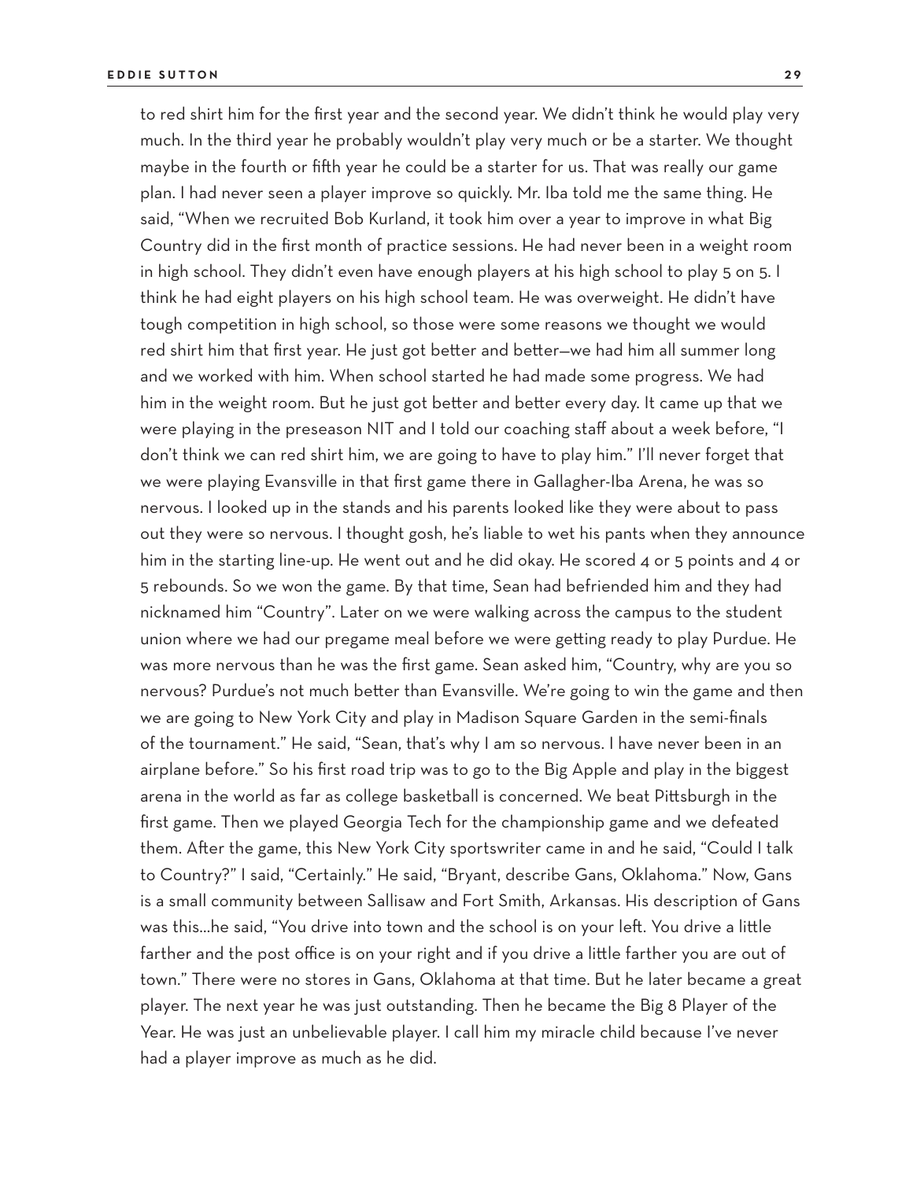to red shirt him for the first year and the second year. We didn't think he would play very much. In the third year he probably wouldn't play very much or be a starter. We thought maybe in the fourth or fifth year he could be a starter for us. That was really our game plan. I had never seen a player improve so quickly. Mr. Iba told me the same thing. He said, "When we recruited Bob Kurland, it took him over a year to improve in what Big Country did in the first month of practice sessions. He had never been in a weight room in high school. They didn't even have enough players at his high school to play 5 on 5. I think he had eight players on his high school team. He was overweight. He didn't have tough competition in high school, so those were some reasons we thought we would red shirt him that first year. He just got better and better—we had him all summer long and we worked with him. When school started he had made some progress. We had him in the weight room. But he just got better and better every day. It came up that we were playing in the preseason NIT and I told our coaching staff about a week before, "I don't think we can red shirt him, we are going to have to play him." I'll never forget that we were playing Evansville in that first game there in Gallagher-Iba Arena, he was so nervous. I looked up in the stands and his parents looked like they were about to pass out they were so nervous. I thought gosh, he's liable to wet his pants when they announce him in the starting line-up. He went out and he did okay. He scored 4 or 5 points and 4 or 5 rebounds. So we won the game. By that time, Sean had befriended him and they had nicknamed him "Country". Later on we were walking across the campus to the student union where we had our pregame meal before we were getting ready to play Purdue. He was more nervous than he was the first game. Sean asked him, "Country, why are you so nervous? Purdue's not much better than Evansville. We're going to win the game and then we are going to New York City and play in Madison Square Garden in the semi-finals of the tournament." He said, "Sean, that's why I am so nervous. I have never been in an airplane before." So his first road trip was to go to the Big Apple and play in the biggest arena in the world as far as college basketball is concerned. We beat Pittsburgh in the first game. Then we played Georgia Tech for the championship game and we defeated them. After the game, this New York City sportswriter came in and he said, "Could I talk to Country?" I said, "Certainly." He said, "Bryant, describe Gans, Oklahoma." Now, Gans is a small community between Sallisaw and Fort Smith, Arkansas. His description of Gans was this...he said, "You drive into town and the school is on your left. You drive a little farther and the post office is on your right and if you drive a little farther you are out of town." There were no stores in Gans, Oklahoma at that time. But he later became a great player. The next year he was just outstanding. Then he became the Big 8 Player of the Year. He was just an unbelievable player. I call him my miracle child because I've never had a player improve as much as he did.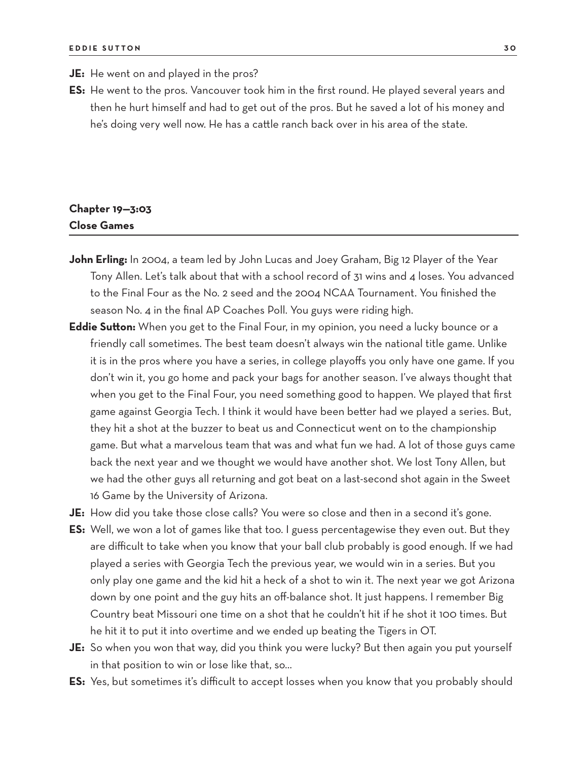**JE:** He went on and played in the pros?

**ES:** He went to the pros. Vancouver took him in the first round. He played several years and then he hurt himself and had to get out of the pros. But he saved a lot of his money and he's doing very well now. He has a cattle ranch back over in his area of the state.

## Chapter 19—3:03
## Close Games

**John Erling:** In 2004, a team led by John Lucas and Joey Graham, Big 12 Player of the Year Tony Allen. Let's talk about that with a school record of 31 wins and 4 loses. You advanced to the Final Four as the No. 2 seed and the 2004 NCAA Tournament. You finished the season No. 4 in the final AP Coaches Poll. You guys were riding high.

**Eddie Sutton:** When you get to the Final Four, in my opinion, you need a lucky bounce or a friendly call sometimes. The best team doesn't always win the national title game. Unlike it is in the pros where you have a series, in college playoffs you only have one game. If you don't win it, you go home and pack your bags for another season. I've always thought that when you get to the Final Four, you need something good to happen. We played that first game against Georgia Tech. I think it would have been better had we played a series. But, they hit a shot at the buzzer to beat us and Connecticut went on to the championship game. But what a marvelous team that was and what fun we had. A lot of those guys came back the next year and we thought we would have another shot. We lost Tony Allen, but we had the other guys all returning and got beat on a last-second shot again in the Sweet 16 Game by the University of Arizona.

**JE:** How did you take those close calls? You were so close and then in a second it's gone.

**ES:** Well, we won a lot of games like that too. I guess percentagewise they even out. But they are difficult to take when you know that your ball club probably is good enough. If we had played a series with Georgia Tech the previous year, we would win in a series. But you only play one game and the kid hit a heck of a shot to win it. The next year we got Arizona down by one point and the guy hits an off-balance shot. It just happens. I remember Big Country beat Missouri one time on a shot that he couldn't hit if he shot it 100 times. But he hit it to put it into overtime and we ended up beating the Tigers in OT.

**JE:** So when you won that way, did you think you were lucky? But then again you put yourself in that position to win or lose like that, so…

**ES:** Yes, but sometimes it's difficult to accept losses when you know that you probably should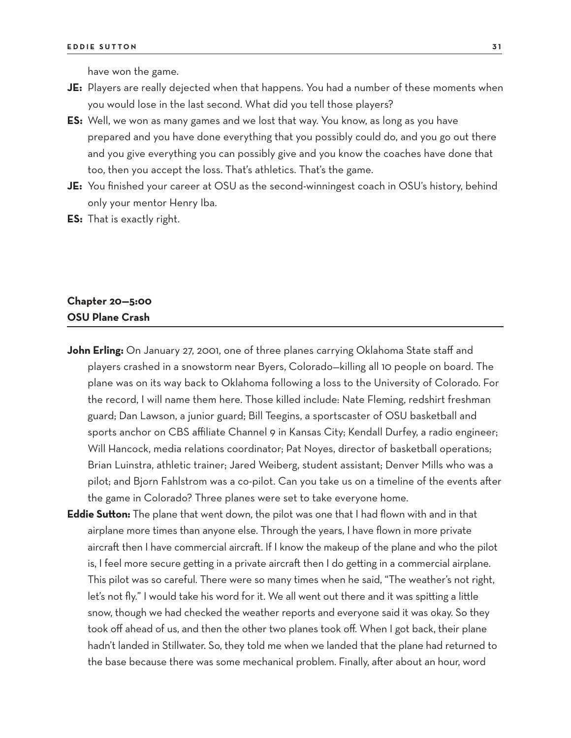have won the game.

**JE:** Players are really dejected when that happens. You had a number of these moments when you would lose in the last second. What did you tell those players?

**ES:** Well, we won as many games and we lost that way. You know, as long as you have prepared and you have done everything that you possibly could do, and you go out there and you give everything you can possibly give and you know the coaches have done that too, then you accept the loss. That's athletics. That's the game.

**JE:** You finished your career at OSU as the second-winningest coach in OSU's history, behind only your mentor Henry Iba.

**ES:** That is exactly right.

## Chapter 20—5:00
## OSU Plane Crash

**John Erling:** On January 27, 2001, one of three planes carrying Oklahoma State staff and players crashed in a snowstorm near Byers, Colorado—killing all 10 people on board. The plane was on its way back to Oklahoma following a loss to the University of Colorado. For the record, I will name them here. Those killed include: Nate Fleming, redshirt freshman guard; Dan Lawson, a junior guard; Bill Teegins, a sportscaster of OSU basketball and sports anchor on CBS affiliate Channel 9 in Kansas City; Kendall Durfey, a radio engineer; Will Hancock, media relations coordinator; Pat Noyes, director of basketball operations; Brian Luinstra, athletic trainer; Jared Weiberg, student assistant; Denver Mills who was a pilot; and Bjorn Fahlstrom was a co-pilot. Can you take us on a timeline of the events after the game in Colorado? Three planes were set to take everyone home.

**Eddie Sutton:** The plane that went down, the pilot was one that I had flown with and in that airplane more times than anyone else. Through the years, I have flown in more private aircraft then I have commercial aircraft. If I know the makeup of the plane and who the pilot is, I feel more secure getting in a private aircraft then I do getting in a commercial airplane. This pilot was so careful. There were so many times when he said, "The weather's not right, let's not fly." I would take his word for it. We all went out there and it was spitting a little snow, though we had checked the weather reports and everyone said it was okay. So they took off ahead of us, and then the other two planes took off. When I got back, their plane hadn't landed in Stillwater. So, they told me when we landed that the plane had returned to the base because there was some mechanical problem. Finally, after about an hour, word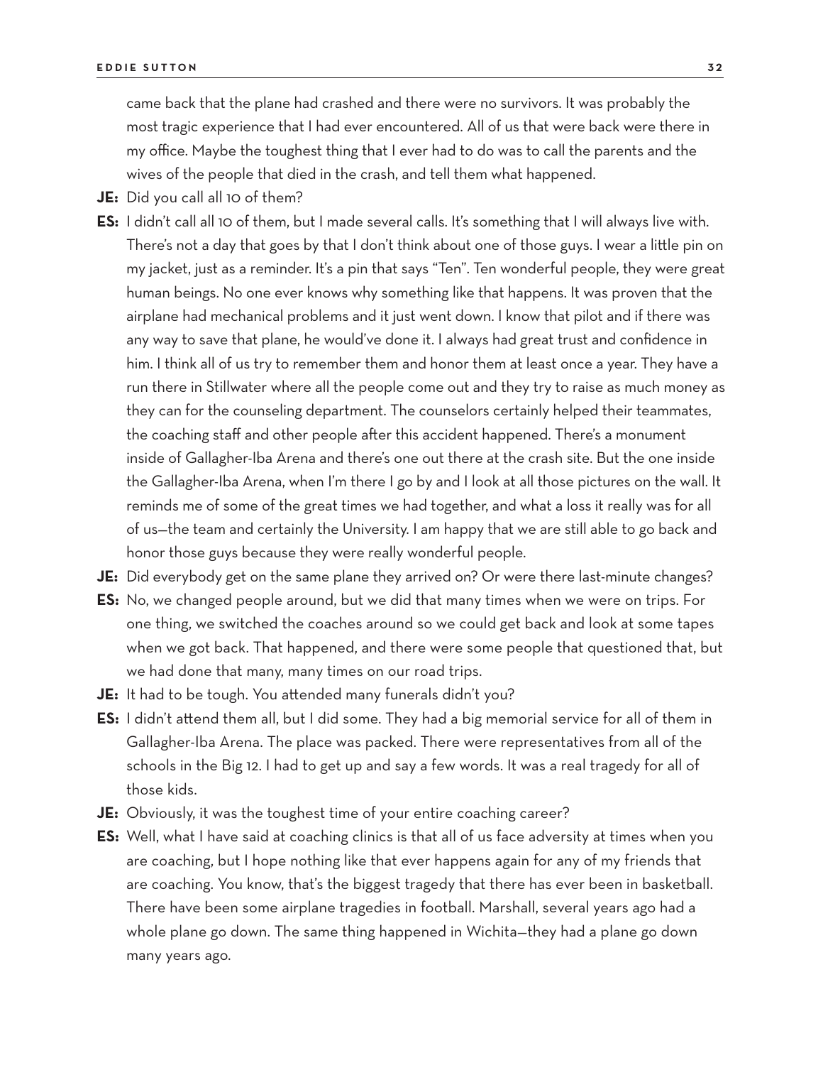came back that the plane had crashed and there were no survivors. It was probably the most tragic experience that I had ever encountered. All of us that were back were there in my office. Maybe the toughest thing that I ever had to do was to call the parents and the wives of the people that died in the crash, and tell them what happened.

**JE:** Did you call all 10 of them?

**ES:** I didn't call all 10 of them, but I made several calls. It's something that I will always live with. There's not a day that goes by that I don't think about one of those guys. I wear a little pin on my jacket, just as a reminder. It's a pin that says "Ten". Ten wonderful people, they were great human beings. No one ever knows why something like that happens. It was proven that the airplane had mechanical problems and it just went down. I know that pilot and if there was any way to save that plane, he would've done it. I always had great trust and confidence in him. I think all of us try to remember them and honor them at least once a year. They have a run there in Stillwater where all the people come out and they try to raise as much money as they can for the counseling department. The counselors certainly helped their teammates, the coaching staff and other people after this accident happened. There's a monument inside of Gallagher-Iba Arena and there's one out there at the crash site. But the one inside the Gallagher-Iba Arena, when I'm there I go by and I look at all those pictures on the wall. It reminds me of some of the great times we had together, and what a loss it really was for all of us—the team and certainly the University. I am happy that we are still able to go back and honor those guys because they were really wonderful people.

**JE:** Did everybody get on the same plane they arrived on? Or were there last-minute changes?

**ES:** No, we changed people around, but we did that many times when we were on trips. For one thing, we switched the coaches around so we could get back and look at some tapes when we got back. That happened, and there were some people that questioned that, but we had done that many, many times on our road trips.

**JE:** It had to be tough. You attended many funerals didn't you?

**ES:** I didn't attend them all, but I did some. They had a big memorial service for all of them in Gallagher-Iba Arena. The place was packed. There were representatives from all of the schools in the Big 12. I had to get up and say a few words. It was a real tragedy for all of those kids.

**JE:** Obviously, it was the toughest time of your entire coaching career?

**ES:** Well, what I have said at coaching clinics is that all of us face adversity at times when you are coaching, but I hope nothing like that ever happens again for any of my friends that are coaching. You know, that's the biggest tragedy that there has ever been in basketball. There have been some airplane tragedies in football. Marshall, several years ago had a whole plane go down. The same thing happened in Wichita—they had a plane go down many years ago.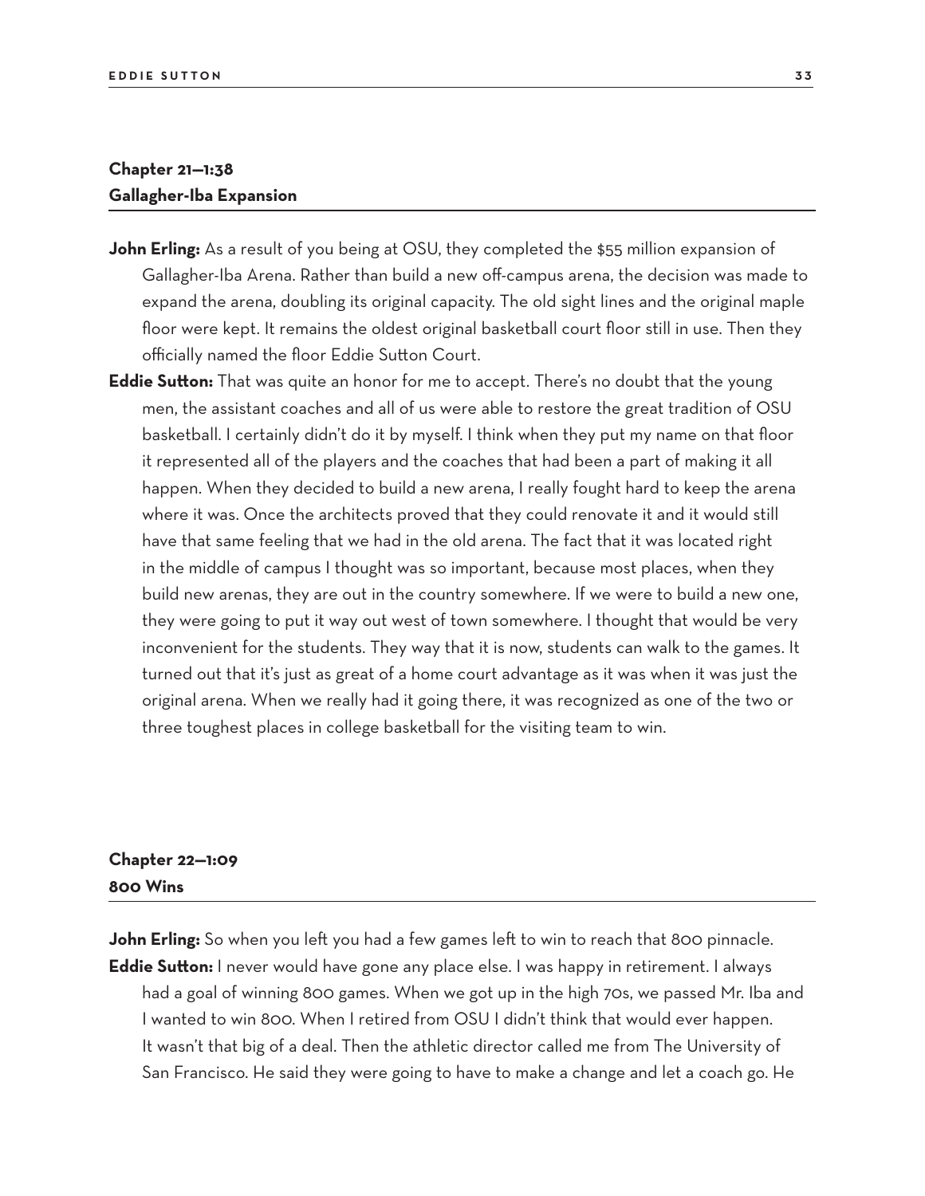## Chapter 21—1:38
## Gallagher-Iba Expansion

**John Erling:** As a result of you being at OSU, they completed the $55 million expansion of Gallagher-Iba Arena. Rather than build a new off-campus arena, the decision was made to expand the arena, doubling its original capacity. The old sight lines and the original maple floor were kept. It remains the oldest original basketball court floor still in use. Then they officially named the floor Eddie Sutton Court.

**Eddie Sutton:** That was quite an honor for me to accept. There's no doubt that the young men, the assistant coaches and all of us were able to restore the great tradition of OSU basketball. I certainly didn't do it by myself. I think when they put my name on that floor it represented all of the players and the coaches that had been a part of making it all happen. When they decided to build a new arena, I really fought hard to keep the arena where it was. Once the architects proved that they could renovate it and it would still have that same feeling that we had in the old arena. The fact that it was located right in the middle of campus I thought was so important, because most places, when they build new arenas, they are out in the country somewhere. If we were to build a new one, they were going to put it way out west of town somewhere. I thought that would be very inconvenient for the students. They way that it is now, students can walk to the games. It turned out that it's just as great of a home court advantage as it was when it was just the original arena. When we really had it going there, it was recognized as one of the two or three toughest places in college basketball for the visiting team to win.

## Chapter 22—1:09
## 800 Wins

**John Erling:** So when you left you had a few games left to win to reach that 800 pinnacle.

**Eddie Sutton:** I never would have gone any place else. I was happy in retirement. I always had a goal of winning 800 games. When we got up in the high 70s, we passed Mr. Iba and I wanted to win 800. When I retired from OSU I didn't think that would ever happen. It wasn't that big of a deal. Then the athletic director called me from The University of San Francisco. He said they were going to have to make a change and let a coach go. He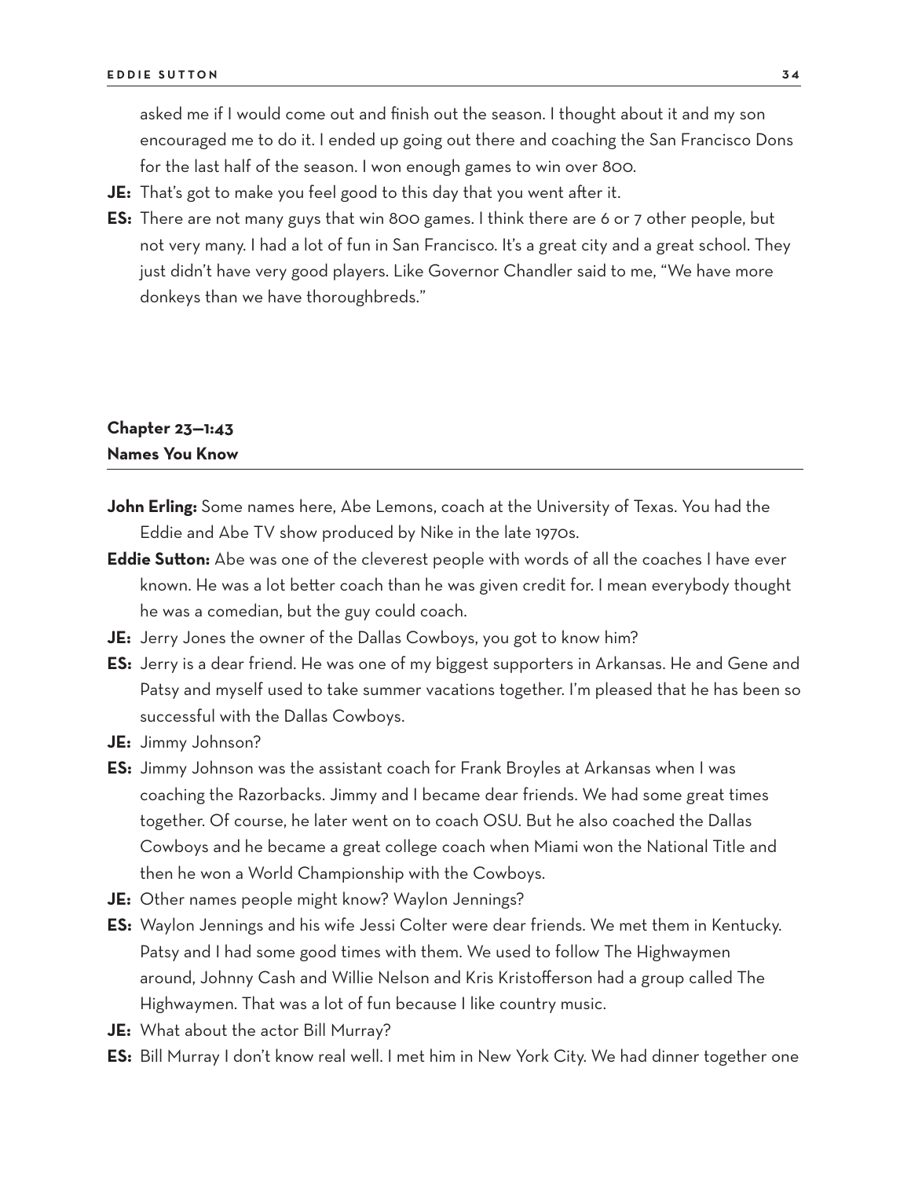asked me if I would come out and finish out the season. I thought about it and my son encouraged me to do it. I ended up going out there and coaching the San Francisco Dons for the last half of the season. I won enough games to win over 800.

**JE:** That's got to make you feel good to this day that you went after it.

**ES:** There are not many guys that win 800 games. I think there are 6 or 7 other people, but not very many. I had a lot of fun in San Francisco. It's a great city and a great school. They just didn't have very good players. Like Governor Chandler said to me, "We have more donkeys than we have thoroughbreds."

## Chapter 23—1:43
## Names You Know

**John Erling:** Some names here, Abe Lemons, coach at the University of Texas. You had the Eddie and Abe TV show produced by Nike in the late 1970s.

**Eddie Sutton:** Abe was one of the cleverest people with words of all the coaches I have ever known. He was a lot better coach than he was given credit for. I mean everybody thought he was a comedian, but the guy could coach.

**JE:** Jerry Jones the owner of the Dallas Cowboys, you got to know him?

**ES:** Jerry is a dear friend. He was one of my biggest supporters in Arkansas. He and Gene and Patsy and myself used to take summer vacations together. I'm pleased that he has been so successful with the Dallas Cowboys.

**JE:** Jimmy Johnson?

**ES:** Jimmy Johnson was the assistant coach for Frank Broyles at Arkansas when I was coaching the Razorbacks. Jimmy and I became dear friends. We had some great times together. Of course, he later went on to coach OSU. But he also coached the Dallas Cowboys and he became a great college coach when Miami won the National Title and then he won a World Championship with the Cowboys.

**JE:** Other names people might know? Waylon Jennings?

**ES:** Waylon Jennings and his wife Jessi Colter were dear friends. We met them in Kentucky. Patsy and I had some good times with them. We used to follow The Highwaymen around, Johnny Cash and Willie Nelson and Kris Kristofferson had a group called The Highwaymen. That was a lot of fun because I like country music.

**JE:** What about the actor Bill Murray?

**ES:** Bill Murray I don't know real well. I met him in New York City. We had dinner together one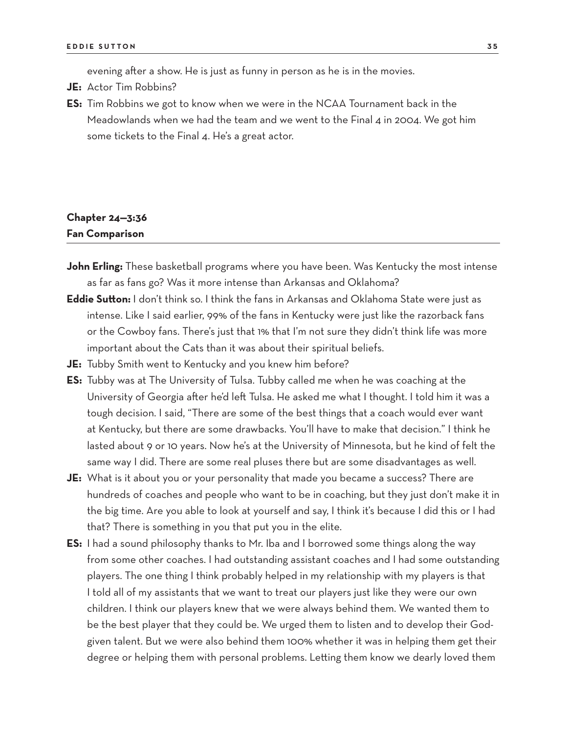evening after a show. He is just as funny in person as he is in the movies.

**JE:** Actor Tim Robbins?

**ES:** Tim Robbins we got to know when we were in the NCAA Tournament back in the Meadowlands when we had the team and we went to the Final 4 in 2004. We got him some tickets to the Final 4. He's a great actor.

## Chapter 24—3:36
## Fan Comparison

**John Erling:** These basketball programs where you have been. Was Kentucky the most intense as far as fans go? Was it more intense than Arkansas and Oklahoma?

**Eddie Sutton:** I don't think so. I think the fans in Arkansas and Oklahoma State were just as intense. Like I said earlier, 99% of the fans in Kentucky were just like the razorback fans or the Cowboy fans. There's just that 1% that I'm not sure they didn't think life was more important about the Cats than it was about their spiritual beliefs.

**JE:** Tubby Smith went to Kentucky and you knew him before?

**ES:** Tubby was at The University of Tulsa. Tubby called me when he was coaching at the University of Georgia after he'd left Tulsa. He asked me what I thought. I told him it was a tough decision. I said, "There are some of the best things that a coach would ever want at Kentucky, but there are some drawbacks. You'll have to make that decision." I think he lasted about 9 or 10 years. Now he's at the University of Minnesota, but he kind of felt the same way I did. There are some real pluses there but are some disadvantages as well.

**JE:** What is it about you or your personality that made you became a success? There are hundreds of coaches and people who want to be in coaching, but they just don't make it in the big time. Are you able to look at yourself and say, I think it's because I did this or I had that? There is something in you that put you in the elite.

**ES:** I had a sound philosophy thanks to Mr. Iba and I borrowed some things along the way from some other coaches. I had outstanding assistant coaches and I had some outstanding players. The one thing I think probably helped in my relationship with my players is that I told all of my assistants that we want to treat our players just like they were our own children. I think our players knew that we were always behind them. We wanted them to be the best player that they could be. We urged them to listen and to develop their God-given talent. But we were also behind them 100% whether it was in helping them get their degree or helping them with personal problems. Letting them know we dearly loved them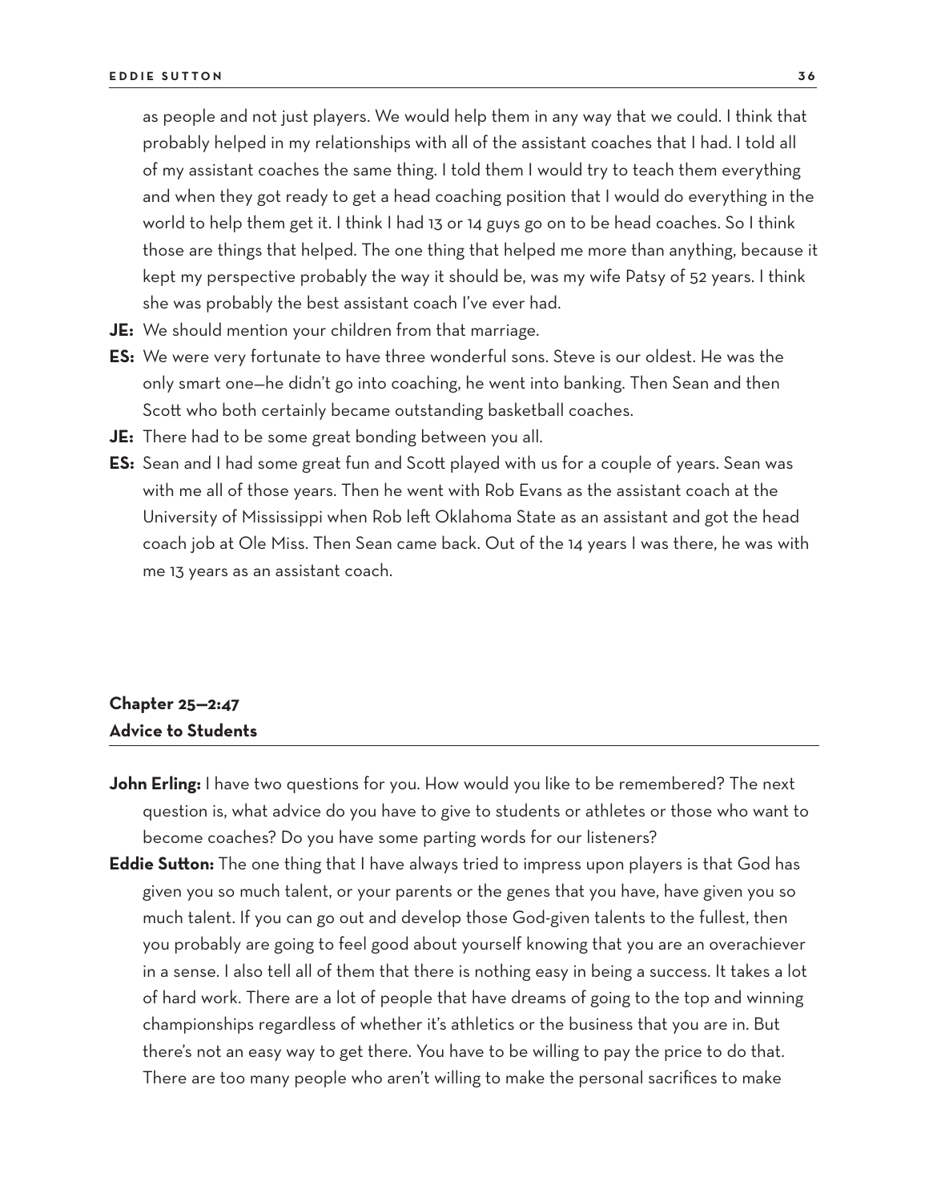as people and not just players. We would help them in any way that we could. I think that probably helped in my relationships with all of the assistant coaches that I had. I told all of my assistant coaches the same thing. I told them I would try to teach them everything and when they got ready to get a head coaching position that I would do everything in the world to help them get it. I think I had 13 or 14 guys go on to be head coaches. So I think those are things that helped. The one thing that helped me more than anything, because it kept my perspective probably the way it should be, was my wife Patsy of 52 years. I think she was probably the best assistant coach I've ever had.

**JE:** We should mention your children from that marriage.

**ES:** We were very fortunate to have three wonderful sons. Steve is our oldest. He was the only smart one—he didn't go into coaching, he went into banking. Then Sean and then Scott who both certainly became outstanding basketball coaches.

**JE:** There had to be some great bonding between you all.

**ES:** Sean and I had some great fun and Scott played with us for a couple of years. Sean was with me all of those years. Then he went with Rob Evans as the assistant coach at the University of Mississippi when Rob left Oklahoma State as an assistant and got the head coach job at Ole Miss. Then Sean came back. Out of the 14 years I was there, he was with me 13 years as an assistant coach.

## Chapter 25—2:47
## Advice to Students

**John Erling:** I have two questions for you. How would you like to be remembered? The next question is, what advice do you have to give to students or athletes or those who want to become coaches? Do you have some parting words for our listeners?

**Eddie Sutton:** The one thing that I have always tried to impress upon players is that God has given you so much talent, or your parents or the genes that you have, have given you so much talent. If you can go out and develop those God-given talents to the fullest, then you probably are going to feel good about yourself knowing that you are an overachiever in a sense. I also tell all of them that there is nothing easy in being a success. It takes a lot of hard work. There are a lot of people that have dreams of going to the top and winning championships regardless of whether it's athletics or the business that you are in. But there's not an easy way to get there. You have to be willing to pay the price to do that. There are too many people who aren't willing to make the personal sacrifices to make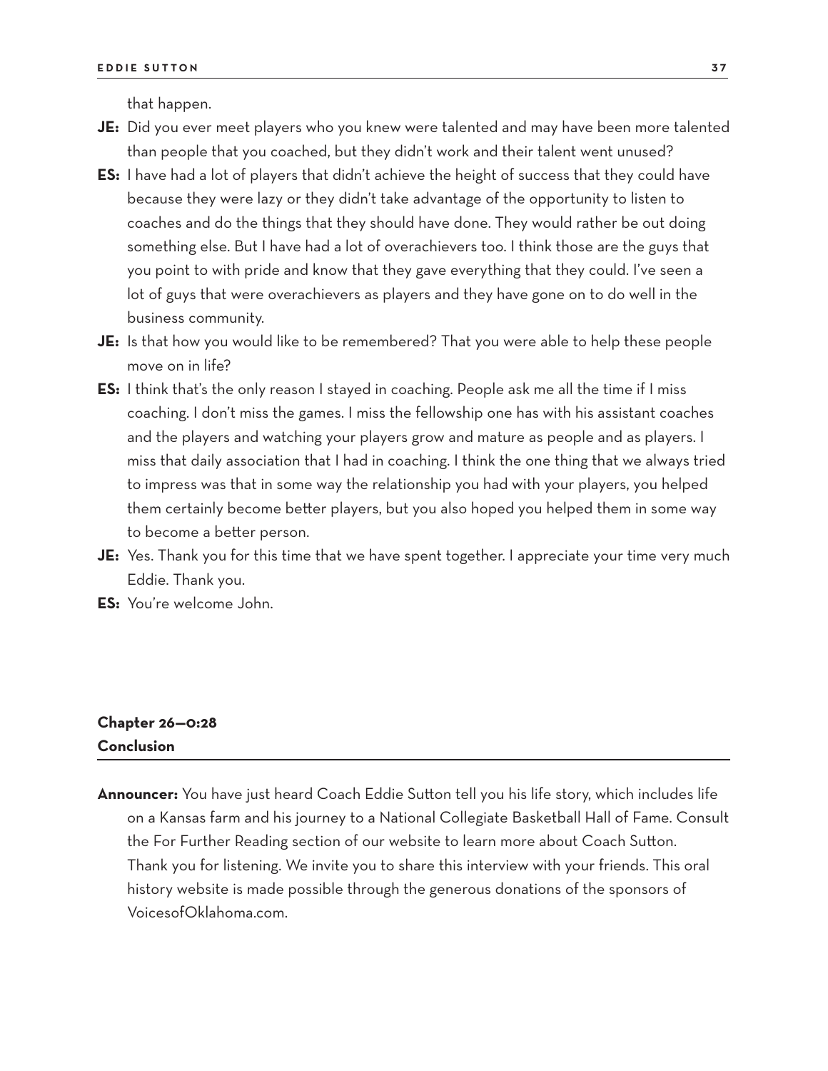that happen.

**JE:** Did you ever meet players who you knew were talented and may have been more talented than people that you coached, but they didn't work and their talent went unused?

**ES:** I have had a lot of players that didn't achieve the height of success that they could have because they were lazy or they didn't take advantage of the opportunity to listen to coaches and do the things that they should have done. They would rather be out doing something else. But I have had a lot of overachievers too. I think those are the guys that you point to with pride and know that they gave everything that they could. I've seen a lot of guys that were overachievers as players and they have gone on to do well in the business community.

**JE:** Is that how you would like to be remembered? That you were able to help these people move on in life?

**ES:** I think that's the only reason I stayed in coaching. People ask me all the time if I miss coaching. I don't miss the games. I miss the fellowship one has with his assistant coaches and the players and watching your players grow and mature as people and as players. I miss that daily association that I had in coaching. I think the one thing that we always tried to impress was that in some way the relationship you had with your players, you helped them certainly become better players, but you also hoped you helped them in some way to become a better person.

**JE:** Yes. Thank you for this time that we have spent together. I appreciate your time very much Eddie. Thank you.

**ES:** You're welcome John.

## Chapter 26—0:28
## Conclusion

**Announcer:** You have just heard Coach Eddie Sutton tell you his life story, which includes life on a Kansas farm and his journey to a National Collegiate Basketball Hall of Fame. Consult the For Further Reading section of our website to learn more about Coach Sutton. Thank you for listening. We invite you to share this interview with your friends. This oral history website is made possible through the generous donations of the sponsors of VoicesofOklahoma.com.